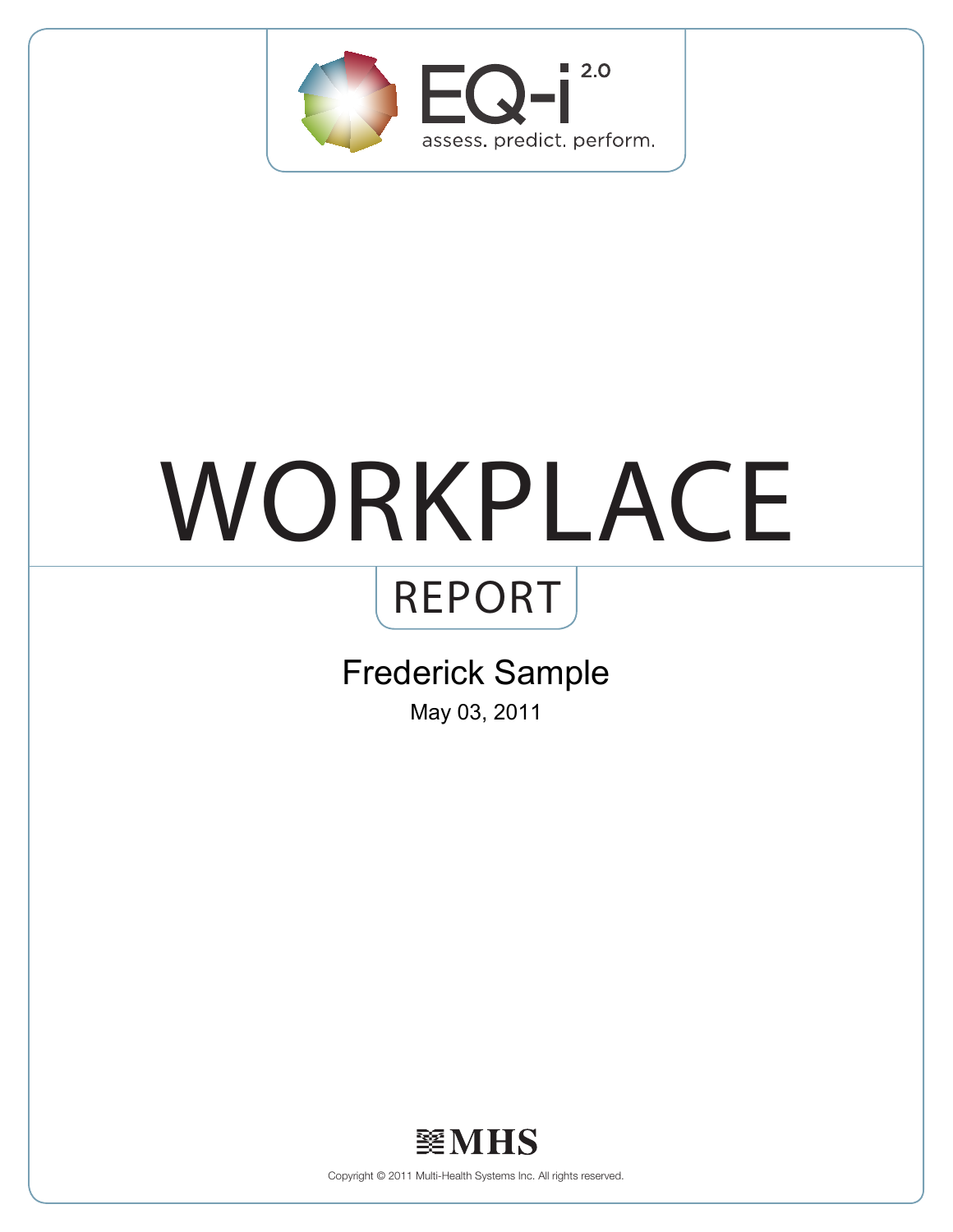EQ-i 2.0

assess. predict. perform.

# WORKPLACE

## REPORT

Frederick Sample

May 03, 2011

MHS

Copyright © 2011 Multi-Health Systems Inc. All rights reserved.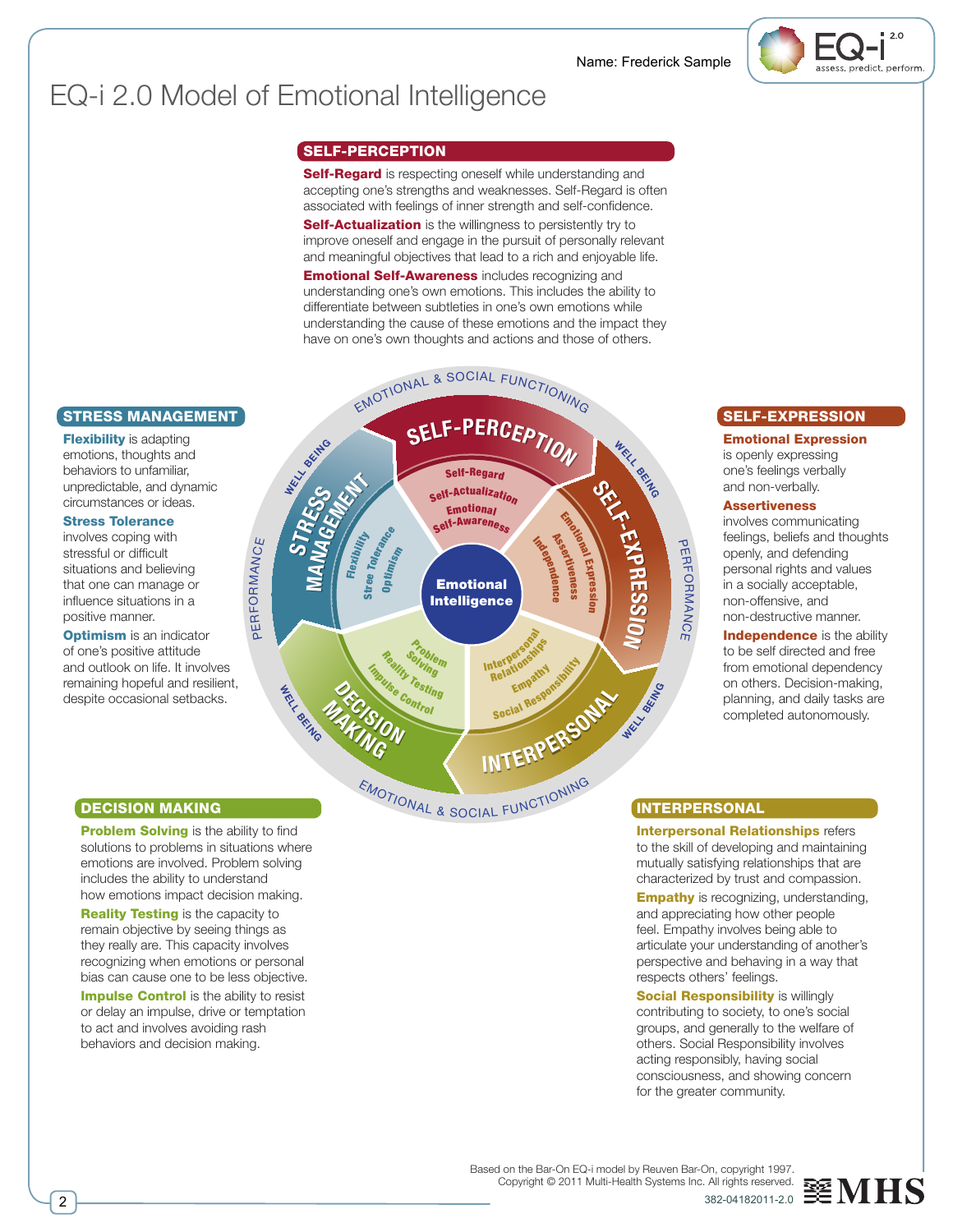Name: Frederick Sample

# EQ-i 2.0 Model of Emotional Intelligence

## SELF-PERCEPTION

**Self-Regard** is respecting oneself while understanding and accepting one's strengths and weaknesses. Self-Regard is often associated with feelings of inner strength and self-confidence.

**Self-Actualization** is the willingness to persistently try to improve oneself and engage in the pursuit of personally relevant and meaningful objectives that lead to a rich and enjoyable life.

**Emotional Self-Awareness** includes recognizing and understanding one's own emotions. This includes the ability to differentiate between subtleties in one's own emotions while understanding the cause of these emotions and the impact they have on one's own thoughts and actions and those of others.

## STRESS MANAGEMENT

**Flexibility** is adapting emotions, thoughts and behaviors to unfamiliar, unpredictable, and dynamic circumstances or ideas.

**Stress Tolerance** involves coping with stressful or difficult situations and believing that one can manage or influence situations in a positive manner.

**Optimism** is an indicator of one's positive attitude and outlook on life. It involves remaining hopeful and resilient, despite occasional setbacks.

## SELF-EXPRESSION

**Emotional Expression** is openly expressing one's feelings verbally and non-verbally.

**Assertiveness** involves communicating feelings, beliefs and thoughts openly, and defending personal rights and values in a socially acceptable, non-offensive, and non-destructive manner.

**Independence** is the ability to be self directed and free from emotional dependency on others. Decision-making, planning, and daily tasks are completed autonomously.

## DECISION MAKING

**Problem Solving** is the ability to find solutions to problems in situations where emotions are involved. Problem solving includes the ability to understand how emotions impact decision making.

**Reality Testing** is the capacity to remain objective by seeing things as they really are. This capacity involves recognizing when emotions or personal bias can cause one to be less objective.

**Impulse Control** is the ability to resist or delay an impulse, drive or temptation to act and involves avoiding rash behaviors and decision making.

## INTERPERSONAL

**Interpersonal Relationships** refers to the skill of developing and maintaining mutually satisfying relationships that are characterized by trust and compassion.

**Empathy** is recognizing, understanding, and appreciating how other people feel. Empathy involves being able to articulate your understanding of another's perspective and behaving in a way that respects others' feelings.

**Social Responsibility** is willingly contributing to society, to one's social groups, and generally to the welfare of others. Social Responsibility involves acting responsibly, having social consciousness, and showing concern for the greater community.

Based on the Bar-On EQ-i model by Reuven Bar-On, copyright 1997.
Copyright © 2011 Multi-Health Systems Inc. All rights reserved.
382-04182011-2.0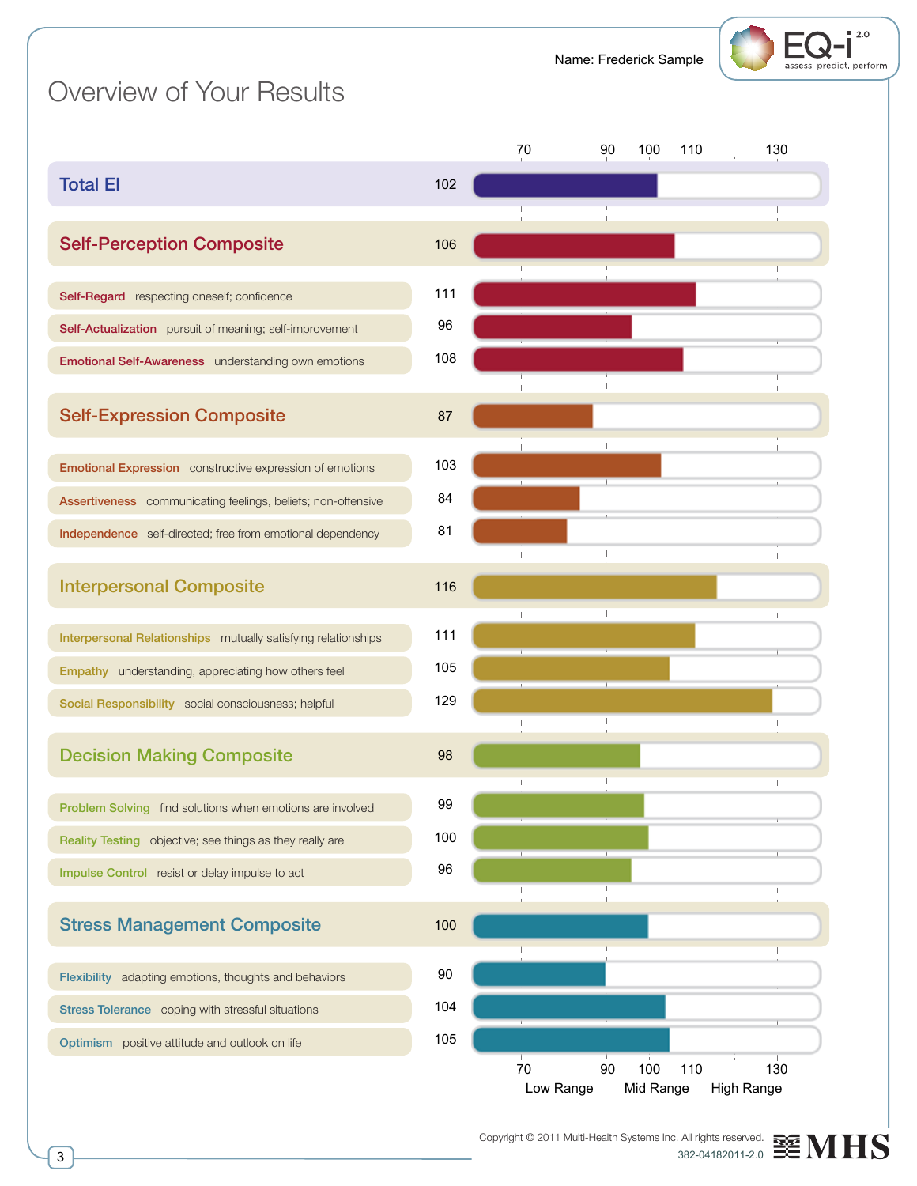Name: Frederick Sample

# Overview of Your Results

| Scale | Description | Score |
|---|---|---|
| **Total EI** | | 102 |
| **Self-Perception Composite** | | 106 |
| Self-Regard | respecting oneself; confidence | 111 |
| Self-Actualization | pursuit of meaning; self-improvement | 96 |
| Emotional Self-Awareness | understanding own emotions | 108 |
| **Self-Expression Composite** | | 87 |
| Emotional Expression | constructive expression of emotions | 103 |
| Assertiveness | communicating feelings, beliefs; non-offensive | 84 |
| Independence | self-directed; free from emotional dependency | 81 |
| **Interpersonal Composite** | | 116 |
| Interpersonal Relationships | mutually satisfying relationships | 111 |
| Empathy | understanding, appreciating how others feel | 105 |
| Social Responsibility | social consciousness; helpful | 129 |
| **Decision Making Composite** | | 98 |
| Problem Solving | find solutions when emotions are involved | 99 |
| Reality Testing | objective; see things as they really are | 100 |
| Impulse Control | resist or delay impulse to act | 96 |
| **Stress Management Composite** | | 100 |
| Flexibility | adapting emotions, thoughts and behaviors | 90 |
| Stress Tolerance | coping with stressful situations | 104 |
| Optimism | positive attitude and outlook on life | 105 |

Scale: 70, 90, 100, 110, 130

Low Range | Mid Range | High Range

Copyright © 2011 Multi-Health Systems Inc. All rights reserved.
382-04182011-2.0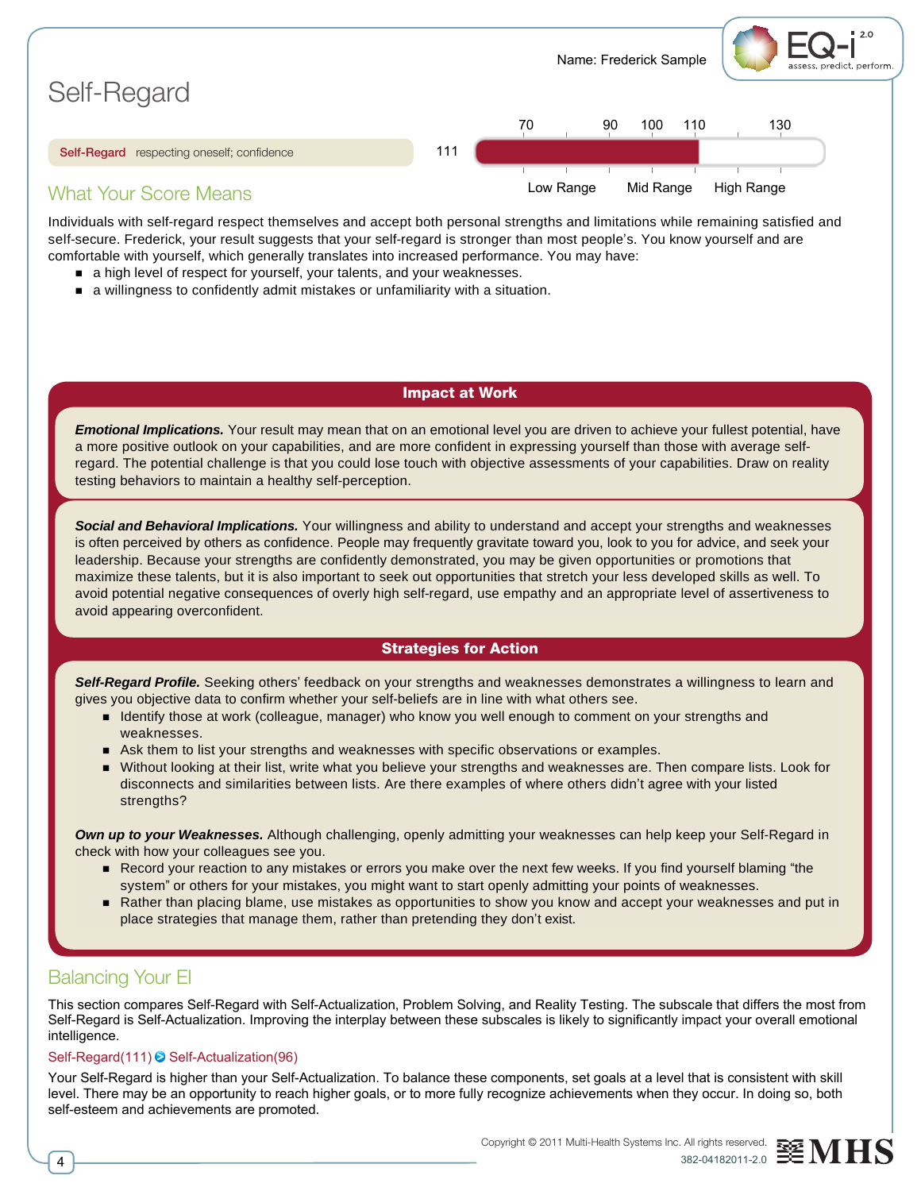Name: Frederick Sample

# Self-Regard

| Subscale | Score | 70 | 90 | 100 | 110 | 130 |
|---|---|---|---|---|---|---|
| **Self-Regard** respecting oneself; confidence | 111 | | | | | |

Low Range | Mid Range | High Range

## What Your Score Means

Individuals with self-regard respect themselves and accept both personal strengths and limitations while remaining satisfied and self-secure. Frederick, your result suggests that your self-regard is stronger than most people's. You know yourself and are comfortable with yourself, which generally translates into increased performance. You may have:

- a high level of respect for yourself, your talents, and your weaknesses.
- a willingness to confidently admit mistakes or unfamiliarity with a situation.

### Impact at Work

***Emotional Implications.*** Your result may mean that on an emotional level you are driven to achieve your fullest potential, have a more positive outlook on your capabilities, and are more confident in expressing yourself than those with average self-regard. The potential challenge is that you could lose touch with objective assessments of your capabilities. Draw on reality testing behaviors to maintain a healthy self-perception.

***Social and Behavioral Implications.*** Your willingness and ability to understand and accept your strengths and weaknesses is often perceived by others as confidence. People may frequently gravitate toward you, look to you for advice, and seek your leadership. Because your strengths are confidently demonstrated, you may be given opportunities or promotions that maximize these talents, but it is also important to seek out opportunities that stretch your less developed skills as well. To avoid potential negative consequences of overly high self-regard, use empathy and an appropriate level of assertiveness to avoid appearing overconfident.

### Strategies for Action

***Self-Regard Profile.*** Seeking others' feedback on your strengths and weaknesses demonstrates a willingness to learn and gives you objective data to confirm whether your self-beliefs are in line with what others see.

- Identify those at work (colleague, manager) who know you well enough to comment on your strengths and weaknesses.
- Ask them to list your strengths and weaknesses with specific observations or examples.
- Without looking at their list, write what you believe your strengths and weaknesses are. Then compare lists. Look for disconnects and similarities between lists. Are there examples of where others didn't agree with your listed strengths?

***Own up to your Weaknesses.*** Although challenging, openly admitting your weaknesses can help keep your Self-Regard in check with how your colleagues see you.

- Record your reaction to any mistakes or errors you make over the next few weeks. If you find yourself blaming "the system" or others for your mistakes, you might want to start openly admitting your points of weaknesses.
- Rather than placing blame, use mistakes as opportunities to show you know and accept your weaknesses and put in place strategies that manage them, rather than pretending they don't exist.

## Balancing Your EI

This section compares Self-Regard with Self-Actualization, Problem Solving, and Reality Testing. The subscale that differs the most from Self-Regard is Self-Actualization. Improving the interplay between these subscales is likely to significantly impact your overall emotional intelligence.

Self-Regard(111) ➔ Self-Actualization(96)

Your Self-Regard is higher than your Self-Actualization. To balance these components, set goals at a level that is consistent with skill level. There may be an opportunity to reach higher goals, or to more fully recognize achievements when they occur. In doing so, both self-esteem and achievements are promoted.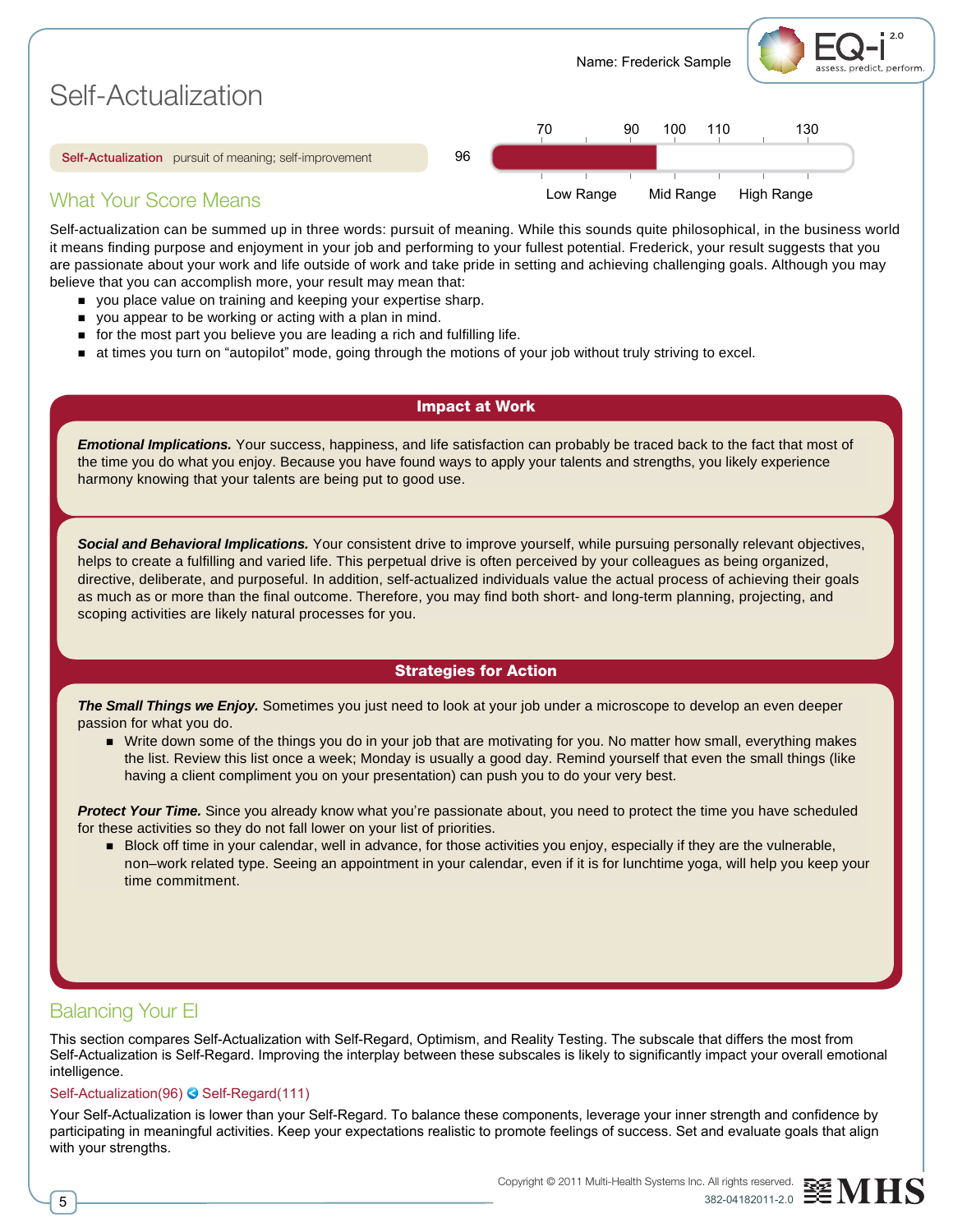Name: Frederick Sample

# Self-Actualization

**Self-Actualization** pursuit of meaning; self-improvement — 96

| 70 | 90 | 100 | 110 | 130 |
|---|---|---|---|---|
| Low Range | | Mid Range | | High Range |

## What Your Score Means

Self-actualization can be summed up in three words: pursuit of meaning. While this sounds quite philosophical, in the business world it means finding purpose and enjoyment in your job and performing to your fullest potential. Frederick, your result suggests that you are passionate about your work and life outside of work and take pride in setting and achieving challenging goals. Although you may believe that you can accomplish more, your result may mean that:

- you place value on training and keeping your expertise sharp.
- you appear to be working or acting with a plan in mind.
- for the most part you believe you are leading a rich and fulfilling life.
- at times you turn on "autopilot" mode, going through the motions of your job without truly striving to excel.

### Impact at Work

***Emotional Implications.*** Your success, happiness, and life satisfaction can probably be traced back to the fact that most of the time you do what you enjoy. Because you have found ways to apply your talents and strengths, you likely experience harmony knowing that your talents are being put to good use.

***Social and Behavioral Implications.*** Your consistent drive to improve yourself, while pursuing personally relevant objectives, helps to create a fulfilling and varied life. This perpetual drive is often perceived by your colleagues as being organized, directive, deliberate, and purposeful. In addition, self-actualized individuals value the actual process of achieving their goals as much as or more than the final outcome. Therefore, you may find both short- and long-term planning, projecting, and scoping activities are likely natural processes for you.

### Strategies for Action

***The Small Things we Enjoy.*** Sometimes you just need to look at your job under a microscope to develop an even deeper passion for what you do.

- Write down some of the things you do in your job that are motivating for you. No matter how small, everything makes the list. Review this list once a week; Monday is usually a good day. Remind yourself that even the small things (like having a client compliment you on your presentation) can push you to do your very best.

***Protect Your Time.*** Since you already know what you're passionate about, you need to protect the time you have scheduled for these activities so they do not fall lower on your list of priorities.

- Block off time in your calendar, well in advance, for those activities you enjoy, especially if they are the vulnerable, non–work related type. Seeing an appointment in your calendar, even if it is for lunchtime yoga, will help you keep your time commitment.

## Balancing Your EI

This section compares Self-Actualization with Self-Regard, Optimism, and Reality Testing. The subscale that differs the most from Self-Actualization is Self-Regard. Improving the interplay between these subscales is likely to significantly impact your overall emotional intelligence.

Self-Actualization(96) ◀ Self-Regard(111)

Your Self-Actualization is lower than your Self-Regard. To balance these components, leverage your inner strength and confidence by participating in meaningful activities. Keep your expectations realistic to promote feelings of success. Set and evaluate goals that align with your strengths.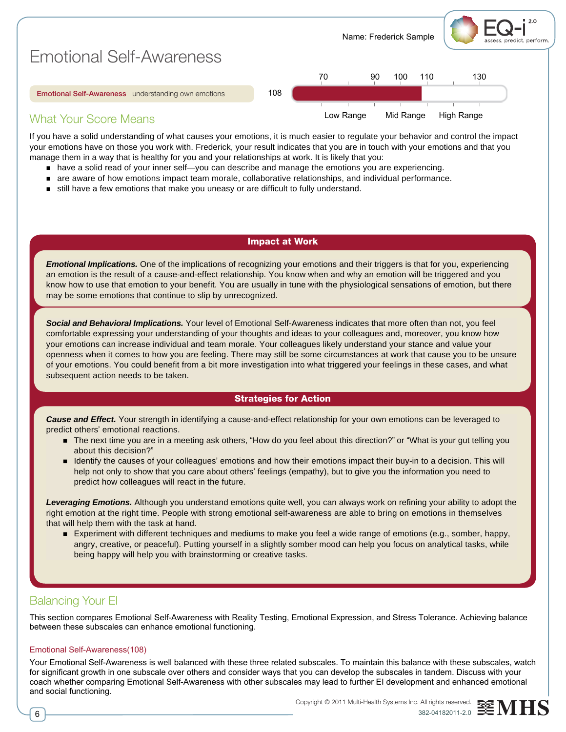Name: Frederick Sample

# Emotional Self-Awareness

**Emotional Self-Awareness** understanding own emotions — 108

| 70 | 90 | 100 | 110 | 130 |
|---|---|---|---|---|

Low Range | Mid Range | High Range

## What Your Score Means

If you have a solid understanding of what causes your emotions, it is much easier to regulate your behavior and control the impact your emotions have on those you work with. Frederick, your result indicates that you are in touch with your emotions and that you manage them in a way that is healthy for you and your relationships at work. It is likely that you:

- have a solid read of your inner self—you can describe and manage the emotions you are experiencing.
- are aware of how emotions impact team morale, collaborative relationships, and individual performance.
- still have a few emotions that make you uneasy or are difficult to fully understand.

### Impact at Work

***Emotional Implications.*** One of the implications of recognizing your emotions and their triggers is that for you, experiencing an emotion is the result of a cause-and-effect relationship. You know when and why an emotion will be triggered and you know how to use that emotion to your benefit. You are usually in tune with the physiological sensations of emotion, but there may be some emotions that continue to slip by unrecognized.

***Social and Behavioral Implications.*** Your level of Emotional Self-Awareness indicates that more often than not, you feel comfortable expressing your understanding of your thoughts and ideas to your colleagues and, moreover, you know how your emotions can increase individual and team morale. Your colleagues likely understand your stance and value your openness when it comes to how you are feeling. There may still be some circumstances at work that cause you to be unsure of your emotions. You could benefit from a bit more investigation into what triggered your feelings in these cases, and what subsequent action needs to be taken.

### Strategies for Action

***Cause and Effect.*** Your strength in identifying a cause-and-effect relationship for your own emotions can be leveraged to predict others' emotional reactions.

- The next time you are in a meeting ask others, "How do you feel about this direction?" or "What is your gut telling you about this decision?"
- Identify the causes of your colleagues' emotions and how their emotions impact their buy-in to a decision. This will help not only to show that you care about others' feelings (empathy), but to give you the information you need to predict how colleagues will react in the future.

***Leveraging Emotions.*** Although you understand emotions quite well, you can always work on refining your ability to adopt the right emotion at the right time. People with strong emotional self-awareness are able to bring on emotions in themselves that will help them with the task at hand.

- Experiment with different techniques and mediums to make you feel a wide range of emotions (e.g., somber, happy, angry, creative, or peaceful). Putting yourself in a slightly somber mood can help you focus on analytical tasks, while being happy will help you with brainstorming or creative tasks.

## Balancing Your EI

This section compares Emotional Self-Awareness with Reality Testing, Emotional Expression, and Stress Tolerance. Achieving balance between these subscales can enhance emotional functioning.

### Emotional Self-Awareness(108)

Your Emotional Self-Awareness is well balanced with these three related subscales. To maintain this balance with these subscales, watch for significant growth in one subscale over others and consider ways that you can develop the subscales in tandem. Discuss with your coach whether comparing Emotional Self-Awareness with other subscales may lead to further EI development and enhanced emotional and social functioning.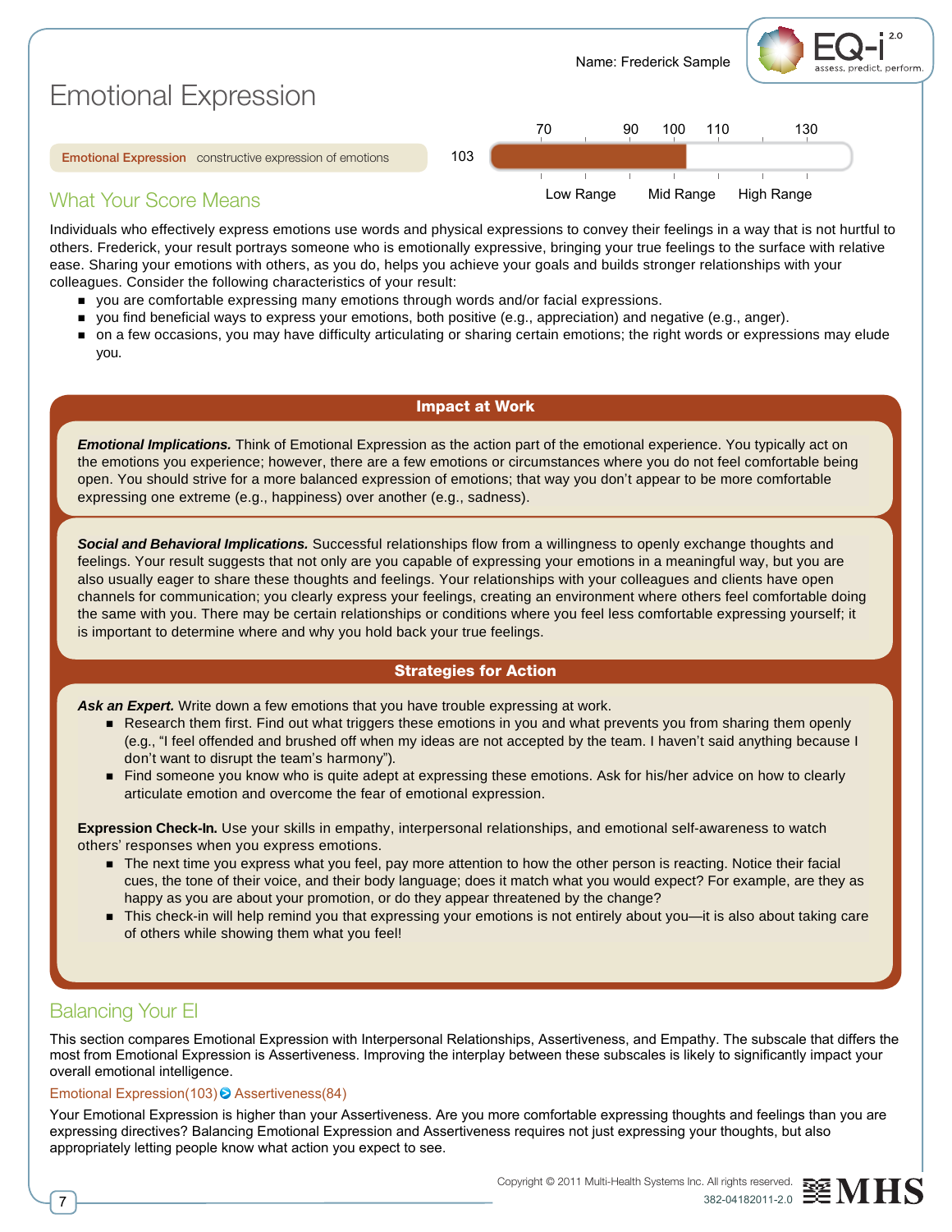Name: Frederick Sample

# Emotional Expression

| Emotional Expression constructive expression of emotions | 103 |
|---|---|

Scale: 70, 90, 100, 110, 130 — Low Range, Mid Range, High Range

## What Your Score Means

Individuals who effectively express emotions use words and physical expressions to convey their feelings in a way that is not hurtful to others. Frederick, your result portrays someone who is emotionally expressive, bringing your true feelings to the surface with relative ease. Sharing your emotions with others, as you do, helps you achieve your goals and builds stronger relationships with your colleagues. Consider the following characteristics of your result:

- you are comfortable expressing many emotions through words and/or facial expressions.
- you find beneficial ways to express your emotions, both positive (e.g., appreciation) and negative (e.g., anger).
- on a few occasions, you may have difficulty articulating or sharing certain emotions; the right words or expressions may elude you.

### Impact at Work

***Emotional Implications.*** Think of Emotional Expression as the action part of the emotional experience. You typically act on the emotions you experience; however, there are a few emotions or circumstances where you do not feel comfortable being open. You should strive for a more balanced expression of emotions; that way you don't appear to be more comfortable expressing one extreme (e.g., happiness) over another (e.g., sadness).

***Social and Behavioral Implications.*** Successful relationships flow from a willingness to openly exchange thoughts and feelings. Your result suggests that not only are you capable of expressing your emotions in a meaningful way, but you are also usually eager to share these thoughts and feelings. Your relationships with your colleagues and clients have open channels for communication; you clearly express your feelings, creating an environment where others feel comfortable doing the same with you. There may be certain relationships or conditions where you feel less comfortable expressing yourself; it is important to determine where and why you hold back your true feelings.

### Strategies for Action

***Ask an Expert.*** Write down a few emotions that you have trouble expressing at work.

- Research them first. Find out what triggers these emotions in you and what prevents you from sharing them openly (e.g., "I feel offended and brushed off when my ideas are not accepted by the team. I haven't said anything because I don't want to disrupt the team's harmony").
- Find someone you know who is quite adept at expressing these emotions. Ask for his/her advice on how to clearly articulate emotion and overcome the fear of emotional expression.

**Expression Check-In.** Use your skills in empathy, interpersonal relationships, and emotional self-awareness to watch others' responses when you express emotions.

- The next time you express what you feel, pay more attention to how the other person is reacting. Notice their facial cues, the tone of their voice, and their body language; does it match what you would expect? For example, are they as happy as you are about your promotion, or do they appear threatened by the change?
- This check-in will help remind you that expressing your emotions is not entirely about you—it is also about taking care of others while showing them what you feel!

## Balancing Your EI

This section compares Emotional Expression with Interpersonal Relationships, Assertiveness, and Empathy. The subscale that differs the most from Emotional Expression is Assertiveness. Improving the interplay between these subscales is likely to significantly impact your overall emotional intelligence.

Emotional Expression(103) ➔ Assertiveness(84)

Your Emotional Expression is higher than your Assertiveness. Are you more comfortable expressing thoughts and feelings than you are expressing directives? Balancing Emotional Expression and Assertiveness requires not just expressing your thoughts, but also appropriately letting people know what action you expect to see.

Copyright © 2011 Multi-Health Systems Inc. All rights reserved.
382-04182011-2.0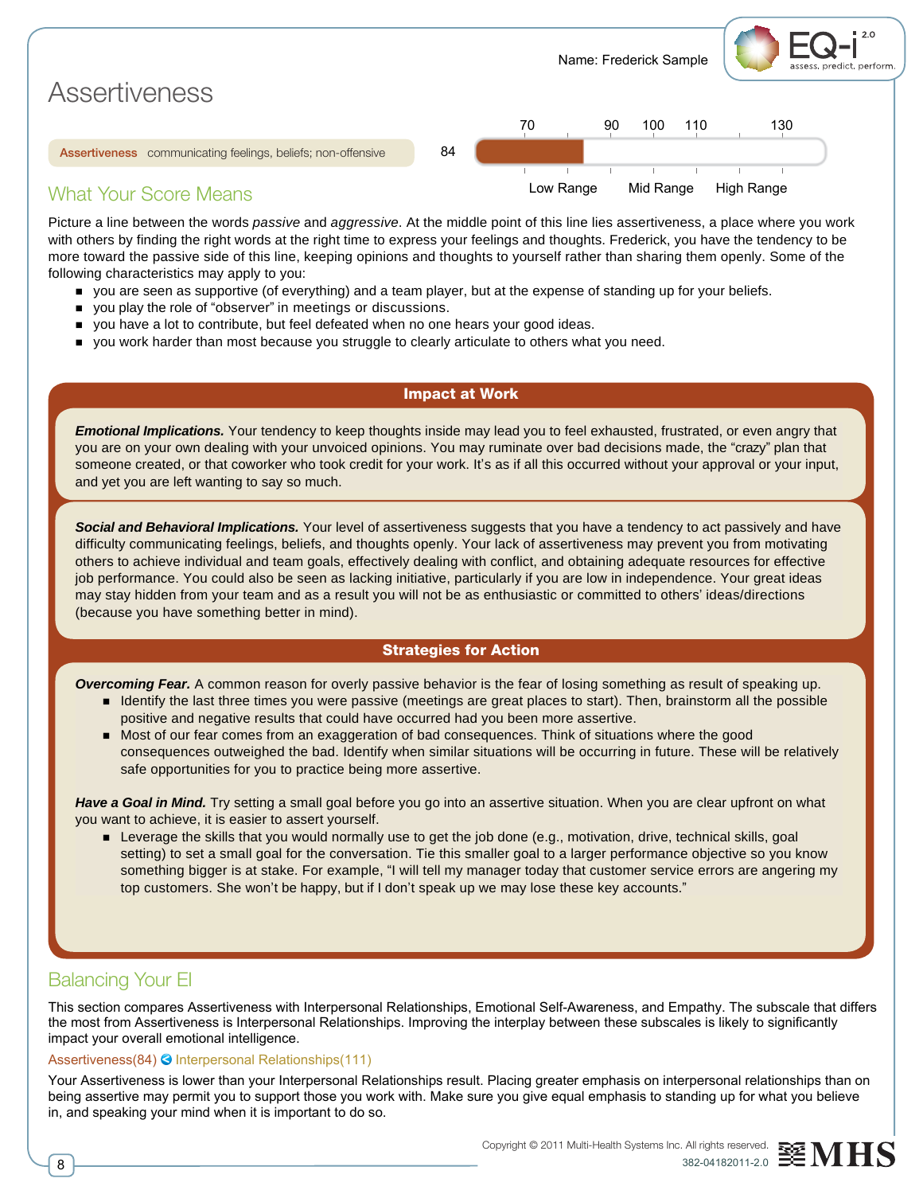Name: Frederick Sample

# Assertiveness

**Assertiveness** communicating feelings, beliefs; non-offensive — 84

(Scale: 70, 90, 100, 110, 130 — Low Range, Mid Range, High Range)

## What Your Score Means

Picture a line between the words *passive* and *aggressive*. At the middle point of this line lies assertiveness, a place where you work with others by finding the right words at the right time to express your feelings and thoughts. Frederick, you have the tendency to be more toward the passive side of this line, keeping opinions and thoughts to yourself rather than sharing them openly. Some of the following characteristics may apply to you:

- you are seen as supportive (of everything) and a team player, but at the expense of standing up for your beliefs.
- you play the role of "observer" in meetings or discussions.
- you have a lot to contribute, but feel defeated when no one hears your good ideas.
- you work harder than most because you struggle to clearly articulate to others what you need.

### Impact at Work

***Emotional Implications.*** Your tendency to keep thoughts inside may lead you to feel exhausted, frustrated, or even angry that you are on your own dealing with your unvoiced opinions. You may ruminate over bad decisions made, the "crazy" plan that someone created, or that coworker who took credit for your work. It's as if all this occurred without your approval or your input, and yet you are left wanting to say so much.

***Social and Behavioral Implications.*** Your level of assertiveness suggests that you have a tendency to act passively and have difficulty communicating feelings, beliefs, and thoughts openly. Your lack of assertiveness may prevent you from motivating others to achieve individual and team goals, effectively dealing with conflict, and obtaining adequate resources for effective job performance. You could also be seen as lacking initiative, particularly if you are low in independence. Your great ideas may stay hidden from your team and as a result you will not be as enthusiastic or committed to others' ideas/directions (because you have something better in mind).

### Strategies for Action

***Overcoming Fear.*** A common reason for overly passive behavior is the fear of losing something as result of speaking up.

- Identify the last three times you were passive (meetings are great places to start). Then, brainstorm all the possible positive and negative results that could have occurred had you been more assertive.
- Most of our fear comes from an exaggeration of bad consequences. Think of situations where the good consequences outweighed the bad. Identify when similar situations will be occurring in future. These will be relatively safe opportunities for you to practice being more assertive.

***Have a Goal in Mind.*** Try setting a small goal before you go into an assertive situation. When you are clear upfront on what you want to achieve, it is easier to assert yourself.

- Leverage the skills that you would normally use to get the job done (e.g., motivation, drive, technical skills, goal setting) to set a small goal for the conversation. Tie this smaller goal to a larger performance objective so you know something bigger is at stake. For example, "I will tell my manager today that customer service errors are angering my top customers. She won't be happy, but if I don't speak up we may lose these key accounts."

## Balancing Your EI

This section compares Assertiveness with Interpersonal Relationships, Emotional Self-Awareness, and Empathy. The subscale that differs the most from Assertiveness is Interpersonal Relationships. Improving the interplay between these subscales is likely to significantly impact your overall emotional intelligence.

Assertiveness(84) — Interpersonal Relationships(111)

Your Assertiveness is lower than your Interpersonal Relationships result. Placing greater emphasis on interpersonal relationships than on being assertive may permit you to support those you work with. Make sure you give equal emphasis to standing up for what you believe in, and speaking your mind when it is important to do so.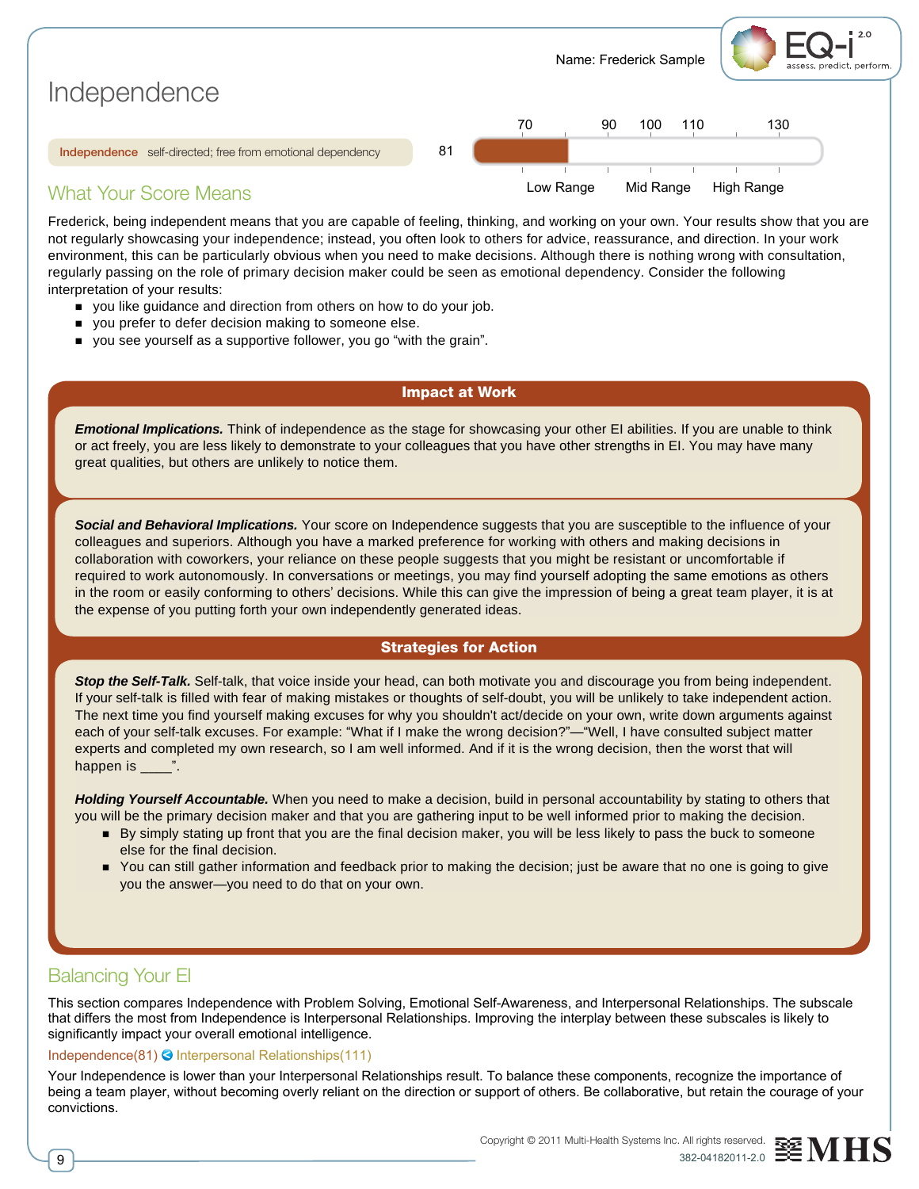Name: Frederick Sample

# Independence

| | Score |
|---|---|
| **Independence** self-directed; free from emotional dependency | 81 |

Scale: 70, 90, 100, 110, 130 — Low Range, Mid Range, High Range

## What Your Score Means

Frederick, being independent means that you are capable of feeling, thinking, and working on your own. Your results show that you are not regularly showcasing your independence; instead, you often look to others for advice, reassurance, and direction. In your work environment, this can be particularly obvious when you need to make decisions. Although there is nothing wrong with consultation, regularly passing on the role of primary decision maker could be seen as emotional dependency. Consider the following interpretation of your results:

- you like guidance and direction from others on how to do your job.
- you prefer to defer decision making to someone else.
- you see yourself as a supportive follower, you go "with the grain".

### Impact at Work

***Emotional Implications.*** Think of independence as the stage for showcasing your other EI abilities. If you are unable to think or act freely, you are less likely to demonstrate to your colleagues that you have other strengths in EI. You may have many great qualities, but others are unlikely to notice them.

***Social and Behavioral Implications.*** Your score on Independence suggests that you are susceptible to the influence of your colleagues and superiors. Although you have a marked preference for working with others and making decisions in collaboration with coworkers, your reliance on these people suggests that you might be resistant or uncomfortable if required to work autonomously. In conversations or meetings, you may find yourself adopting the same emotions as others in the room or easily conforming to others' decisions. While this can give the impression of being a great team player, it is at the expense of you putting forth your own independently generated ideas.

### Strategies for Action

***Stop the Self-Talk.*** Self-talk, that voice inside your head, can both motivate you and discourage you from being independent. If your self-talk is filled with fear of making mistakes or thoughts of self-doubt, you will be unlikely to take independent action. The next time you find yourself making excuses for why you shouldn't act/decide on your own, write down arguments against each of your self-talk excuses. For example: "What if I make the wrong decision?"—"Well, I have consulted subject matter experts and completed my own research, so I am well informed. And if it is the wrong decision, then the worst that will happen is ____".

***Holding Yourself Accountable.*** When you need to make a decision, build in personal accountability by stating to others that you will be the primary decision maker and that you are gathering input to be well informed prior to making the decision.

- By simply stating up front that you are the final decision maker, you will be less likely to pass the buck to someone else for the final decision.
- You can still gather information and feedback prior to making the decision; just be aware that no one is going to give you the answer—you need to do that on your own.

## Balancing Your EI

This section compares Independence with Problem Solving, Emotional Self-Awareness, and Interpersonal Relationships. The subscale that differs the most from Independence is Interpersonal Relationships. Improving the interplay between these subscales is likely to significantly impact your overall emotional intelligence.

Independence(81) Interpersonal Relationships(111)

Your Independence is lower than your Interpersonal Relationships result. To balance these components, recognize the importance of being a team player, without becoming overly reliant on the direction or support of others. Be collaborative, but retain the courage of your convictions.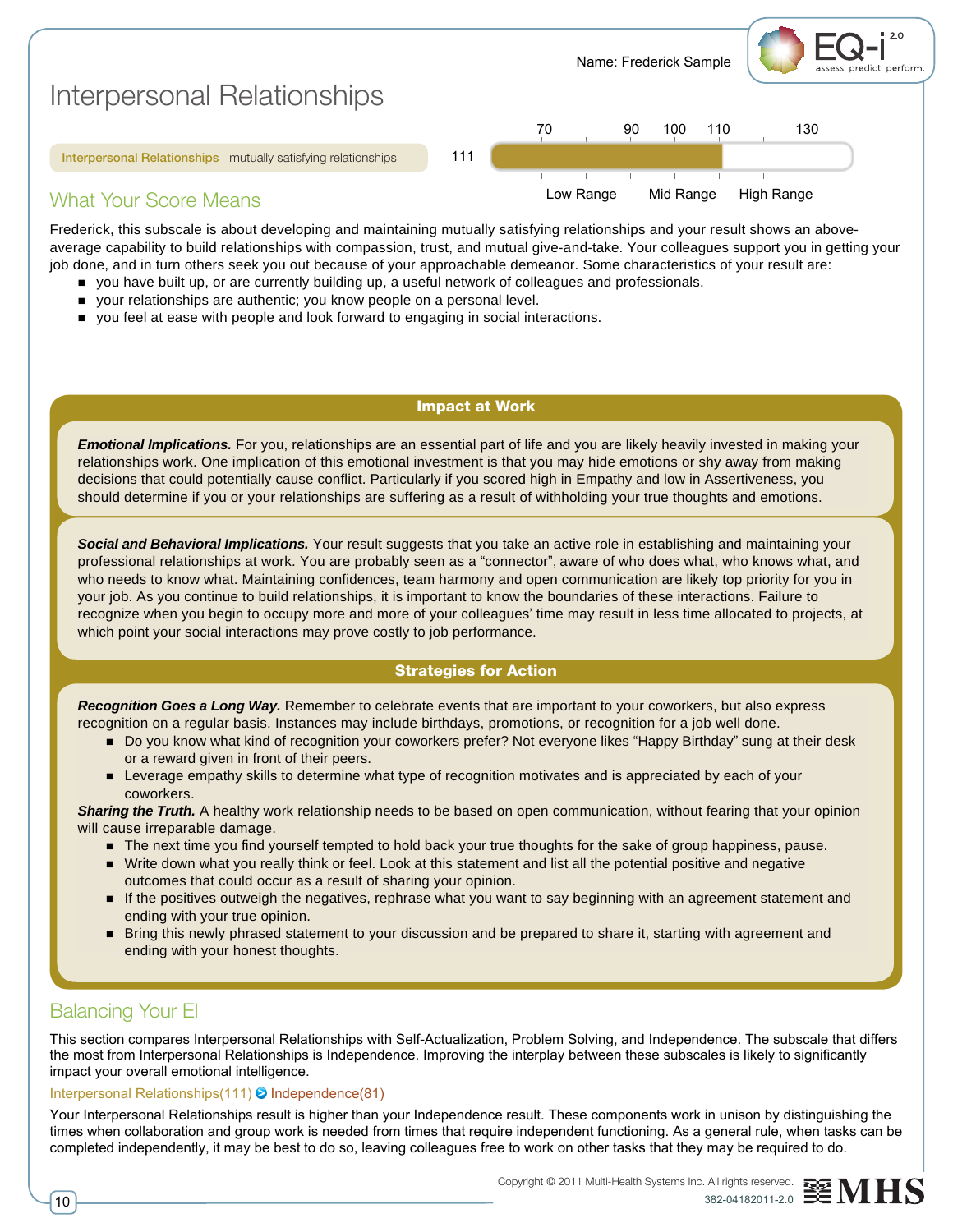Name: Frederick Sample

# Interpersonal Relationships

**Interpersonal Relationships** mutually satisfying relationships — 111

70 | 90 | 100 | 110 | 130

Low Range | Mid Range | High Range

## What Your Score Means

Frederick, this subscale is about developing and maintaining mutually satisfying relationships and your result shows an above-average capability to build relationships with compassion, trust, and mutual give-and-take. Your colleagues support you in getting your job done, and in turn others seek you out because of your approachable demeanor. Some characteristics of your result are:

- you have built up, or are currently building up, a useful network of colleagues and professionals.
- your relationships are authentic; you know people on a personal level.
- you feel at ease with people and look forward to engaging in social interactions.

### Impact at Work

***Emotional Implications.*** For you, relationships are an essential part of life and you are likely heavily invested in making your relationships work. One implication of this emotional investment is that you may hide emotions or shy away from making decisions that could potentially cause conflict. Particularly if you scored high in Empathy and low in Assertiveness, you should determine if you or your relationships are suffering as a result of withholding your true thoughts and emotions.

***Social and Behavioral Implications.*** Your result suggests that you take an active role in establishing and maintaining your professional relationships at work. You are probably seen as a “connector”, aware of who does what, who knows what, and who needs to know what. Maintaining confidences, team harmony and open communication are likely top priority for you in your job. As you continue to build relationships, it is important to know the boundaries of these interactions. Failure to recognize when you begin to occupy more and more of your colleagues’ time may result in less time allocated to projects, at which point your social interactions may prove costly to job performance.

### Strategies for Action

***Recognition Goes a Long Way.*** Remember to celebrate events that are important to your coworkers, but also express recognition on a regular basis. Instances may include birthdays, promotions, or recognition for a job well done.

- Do you know what kind of recognition your coworkers prefer? Not everyone likes “Happy Birthday” sung at their desk or a reward given in front of their peers.
- Leverage empathy skills to determine what type of recognition motivates and is appreciated by each of your coworkers.

***Sharing the Truth.*** A healthy work relationship needs to be based on open communication, without fearing that your opinion will cause irreparable damage.

- The next time you find yourself tempted to hold back your true thoughts for the sake of group happiness, pause.
- Write down what you really think or feel. Look at this statement and list all the potential positive and negative outcomes that could occur as a result of sharing your opinion.
- If the positives outweigh the negatives, rephrase what you want to say beginning with an agreement statement and ending with your true opinion.
- Bring this newly phrased statement to your discussion and be prepared to share it, starting with agreement and ending with your honest thoughts.

## Balancing Your EI

This section compares Interpersonal Relationships with Self-Actualization, Problem Solving, and Independence. The subscale that differs the most from Interpersonal Relationships is Independence. Improving the interplay between these subscales is likely to significantly impact your overall emotional intelligence.

Interpersonal Relationships(111) ➔ Independence(81)

Your Interpersonal Relationships result is higher than your Independence result. These components work in unison by distinguishing the times when collaboration and group work is needed from times that require independent functioning. As a general rule, when tasks can be completed independently, it may be best to do so, leaving colleagues free to work on other tasks that they may be required to do.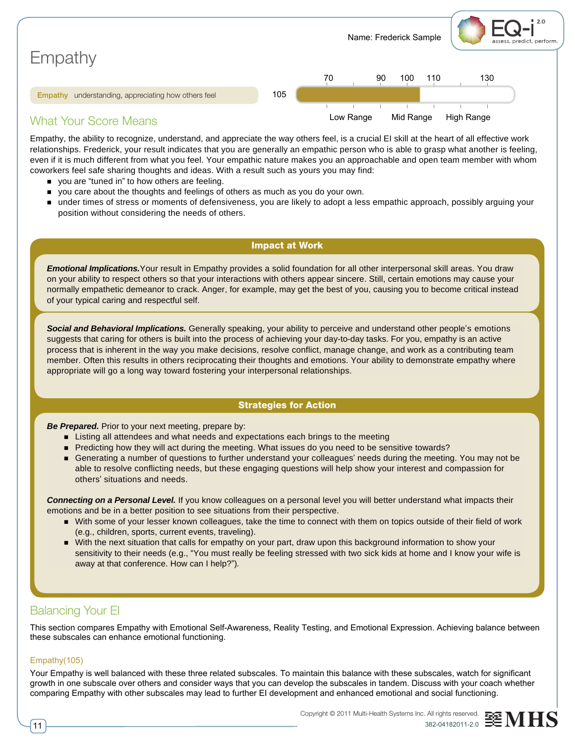Name: Frederick Sample

# Empathy

**Empathy** understanding, appreciating how others feel — 105

(Scale: 70, 90, 100, 110, 130 — Low Range, Mid Range, High Range)

## What Your Score Means

Empathy, the ability to recognize, understand, and appreciate the way others feel, is a crucial EI skill at the heart of all effective work relationships. Frederick, your result indicates that you are generally an empathic person who is able to grasp what another is feeling, even if it is much different from what you feel. Your empathic nature makes you an approachable and open team member with whom coworkers feel safe sharing thoughts and ideas. With a result such as yours you may find:

- you are "tuned in" to how others are feeling.
- you care about the thoughts and feelings of others as much as you do your own.
- under times of stress or moments of defensiveness, you are likely to adopt a less empathic approach, possibly arguing your position without considering the needs of others.

### Impact at Work

***Emotional Implications.*** Your result in Empathy provides a solid foundation for all other interpersonal skill areas. You draw on your ability to respect others so that your interactions with others appear sincere. Still, certain emotions may cause your normally empathetic demeanor to crack. Anger, for example, may get the best of you, causing you to become critical instead of your typical caring and respectful self.

***Social and Behavioral Implications.*** Generally speaking, your ability to perceive and understand other people's emotions suggests that caring for others is built into the process of achieving your day-to-day tasks. For you, empathy is an active process that is inherent in the way you make decisions, resolve conflict, manage change, and work as a contributing team member. Often this results in others reciprocating their thoughts and emotions. Your ability to demonstrate empathy where appropriate will go a long way toward fostering your interpersonal relationships.

### Strategies for Action

***Be Prepared.*** Prior to your next meeting, prepare by:

- Listing all attendees and what needs and expectations each brings to the meeting
- Predicting how they will act during the meeting. What issues do you need to be sensitive towards?
- Generating a number of questions to further understand your colleagues' needs during the meeting. You may not be able to resolve conflicting needs, but these engaging questions will help show your interest and compassion for others' situations and needs.

***Connecting on a Personal Level.*** If you know colleagues on a personal level you will better understand what impacts their emotions and be in a better position to see situations from their perspective.

- With some of your lesser known colleagues, take the time to connect with them on topics outside of their field of work (e.g., children, sports, current events, traveling).
- With the next situation that calls for empathy on your part, draw upon this background information to show your sensitivity to their needs (e.g., "You must really be feeling stressed with two sick kids at home and I know your wife is away at that conference. How can I help?").

## Balancing Your EI

This section compares Empathy with Emotional Self-Awareness, Reality Testing, and Emotional Expression. Achieving balance between these subscales can enhance emotional functioning.

### Empathy(105)

Your Empathy is well balanced with these three related subscales. To maintain this balance with these subscales, watch for significant growth in one subscale over others and consider ways that you can develop the subscales in tandem. Discuss with your coach whether comparing Empathy with other subscales may lead to further EI development and enhanced emotional and social functioning.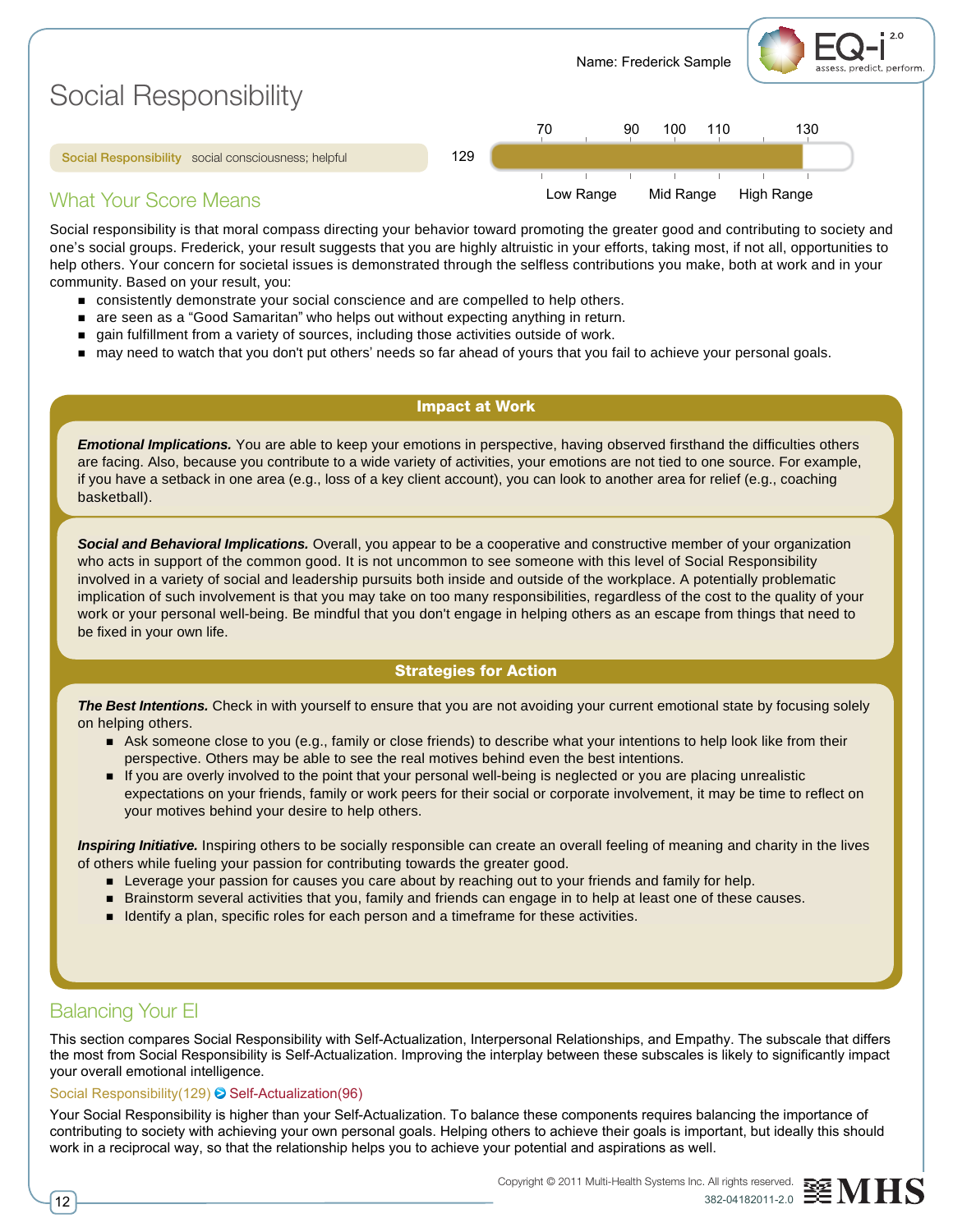Name: Frederick Sample

# Social Responsibility

**Social Responsibility** social consciousness; helpful — 129

Scale: 70 | 90 | 100 | 110 | 130 — Low Range | Mid Range | High Range

## What Your Score Means

Social responsibility is that moral compass directing your behavior toward promoting the greater good and contributing to society and one's social groups. Frederick, your result suggests that you are highly altruistic in your efforts, taking most, if not all, opportunities to help others. Your concern for societal issues is demonstrated through the selfless contributions you make, both at work and in your community. Based on your result, you:

- consistently demonstrate your social conscience and are compelled to help others.
- are seen as a "Good Samaritan" who helps out without expecting anything in return.
- gain fulfillment from a variety of sources, including those activities outside of work.
- may need to watch that you don't put others' needs so far ahead of yours that you fail to achieve your personal goals.

### Impact at Work

***Emotional Implications.*** You are able to keep your emotions in perspective, having observed firsthand the difficulties others are facing. Also, because you contribute to a wide variety of activities, your emotions are not tied to one source. For example, if you have a setback in one area (e.g., loss of a key client account), you can look to another area for relief (e.g., coaching basketball).

***Social and Behavioral Implications.*** Overall, you appear to be a cooperative and constructive member of your organization who acts in support of the common good. It is not uncommon to see someone with this level of Social Responsibility involved in a variety of social and leadership pursuits both inside and outside of the workplace. A potentially problematic implication of such involvement is that you may take on too many responsibilities, regardless of the cost to the quality of your work or your personal well-being. Be mindful that you don't engage in helping others as an escape from things that need to be fixed in your own life.

### Strategies for Action

***The Best Intentions.*** Check in with yourself to ensure that you are not avoiding your current emotional state by focusing solely on helping others.

- Ask someone close to you (e.g., family or close friends) to describe what your intentions to help look like from their perspective. Others may be able to see the real motives behind even the best intentions.
- If you are overly involved to the point that your personal well-being is neglected or you are placing unrealistic expectations on your friends, family or work peers for their social or corporate involvement, it may be time to reflect on your motives behind your desire to help others.

***Inspiring Initiative.*** Inspiring others to be socially responsible can create an overall feeling of meaning and charity in the lives of others while fueling your passion for contributing towards the greater good.

- Leverage your passion for causes you care about by reaching out to your friends and family for help.
- Brainstorm several activities that you, family and friends can engage in to help at least one of these causes.
- Identify a plan, specific roles for each person and a timeframe for these activities.

## Balancing Your EI

This section compares Social Responsibility with Self-Actualization, Interpersonal Relationships, and Empathy. The subscale that differs the most from Social Responsibility is Self-Actualization. Improving the interplay between these subscales is likely to significantly impact your overall emotional intelligence.

Social Responsibility(129) ↔ Self-Actualization(96)

Your Social Responsibility is higher than your Self-Actualization. To balance these components requires balancing the importance of contributing to society with achieving your own personal goals. Helping others to achieve their goals is important, but ideally this should work in a reciprocal way, so that the relationship helps you to achieve your potential and aspirations as well.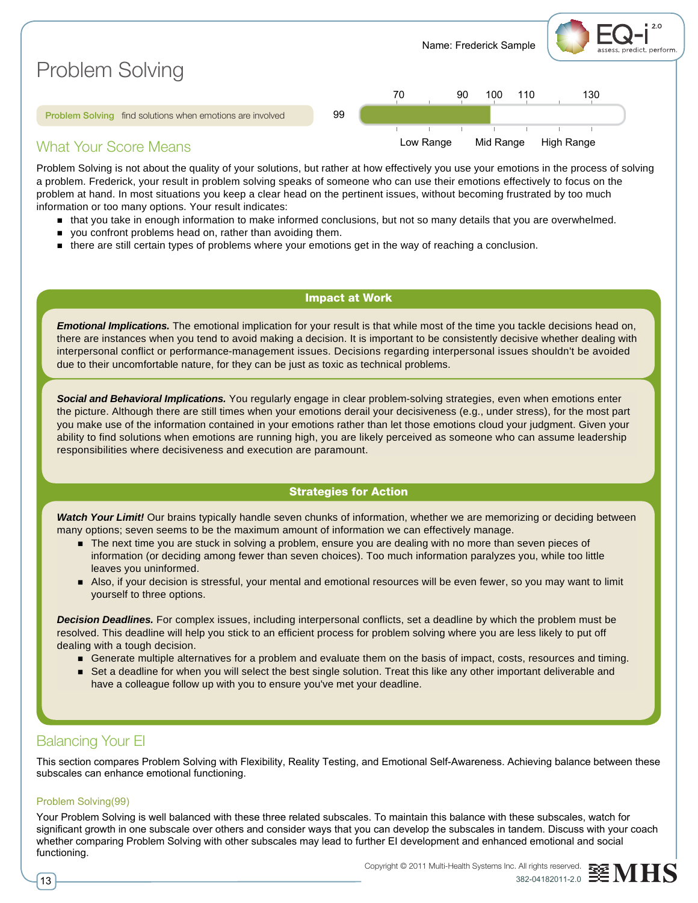Name: Frederick Sample

# Problem Solving

**Problem Solving** find solutions when emotions are involved — 99

| 70 | 90 | 100 | 110 | 130 |
|---|---|---|---|---|
| Low Range | | Mid Range | | High Range |

## What Your Score Means

Problem Solving is not about the quality of your solutions, but rather at how effectively you use your emotions in the process of solving a problem. Frederick, your result in problem solving speaks of someone who can use their emotions effectively to focus on the problem at hand. In most situations you keep a clear head on the pertinent issues, without becoming frustrated by too much information or too many options. Your result indicates:

- that you take in enough information to make informed conclusions, but not so many details that you are overwhelmed.
- you confront problems head on, rather than avoiding them.
- there are still certain types of problems where your emotions get in the way of reaching a conclusion.

### Impact at Work

***Emotional Implications.*** The emotional implication for your result is that while most of the time you tackle decisions head on, there are instances when you tend to avoid making a decision. It is important to be consistently decisive whether dealing with interpersonal conflict or performance-management issues. Decisions regarding interpersonal issues shouldn't be avoided due to their uncomfortable nature, for they can be just as toxic as technical problems.

***Social and Behavioral Implications.*** You regularly engage in clear problem-solving strategies, even when emotions enter the picture. Although there are still times when your emotions derail your decisiveness (e.g., under stress), for the most part you make use of the information contained in your emotions rather than let those emotions cloud your judgment. Given your ability to find solutions when emotions are running high, you are likely perceived as someone who can assume leadership responsibilities where decisiveness and execution are paramount.

### Strategies for Action

***Watch Your Limit!*** Our brains typically handle seven chunks of information, whether we are memorizing or deciding between many options; seven seems to be the maximum amount of information we can effectively manage.

- The next time you are stuck in solving a problem, ensure you are dealing with no more than seven pieces of information (or deciding among fewer than seven choices). Too much information paralyzes you, while too little leaves you uninformed.
- Also, if your decision is stressful, your mental and emotional resources will be even fewer, so you may want to limit yourself to three options.

***Decision Deadlines.*** For complex issues, including interpersonal conflicts, set a deadline by which the problem must be resolved. This deadline will help you stick to an efficient process for problem solving where you are less likely to put off dealing with a tough decision.

- Generate multiple alternatives for a problem and evaluate them on the basis of impact, costs, resources and timing.
- Set a deadline for when you will select the best single solution. Treat this like any other important deliverable and have a colleague follow up with you to ensure you've met your deadline.

## Balancing Your EI

This section compares Problem Solving with Flexibility, Reality Testing, and Emotional Self-Awareness. Achieving balance between these subscales can enhance emotional functioning.

### Problem Solving(99)

Your Problem Solving is well balanced with these three related subscales. To maintain this balance with these subscales, watch for significant growth in one subscale over others and consider ways that you can develop the subscales in tandem. Discuss with your coach whether comparing Problem Solving with other subscales may lead to further EI development and enhanced emotional and social functioning.

Copyright © 2011 Multi-Health Systems Inc. All rights reserved.
382-04182011-2.0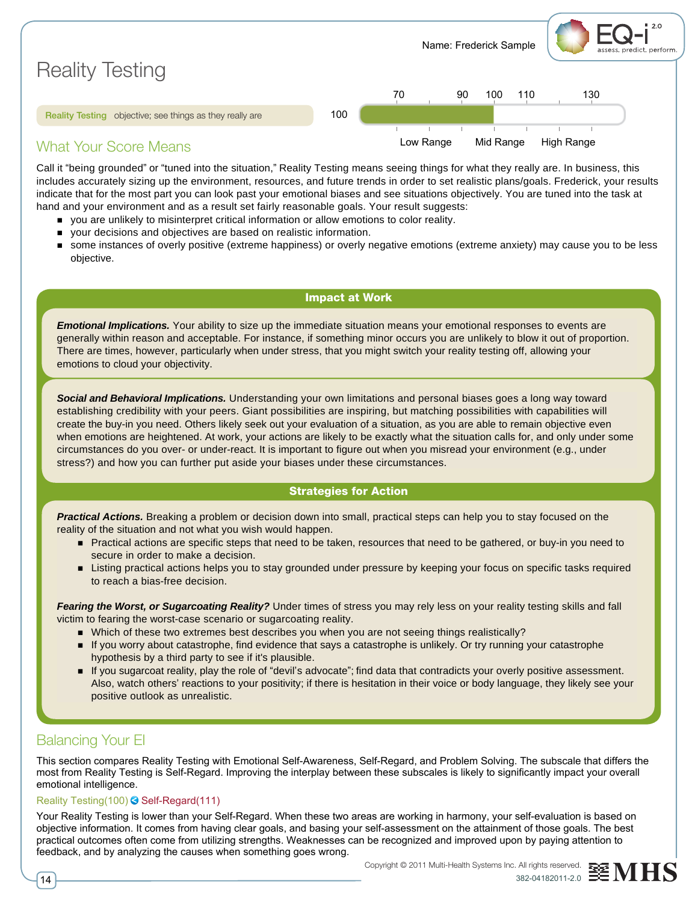Name: Frederick Sample

# Reality Testing

**Reality Testing** objective; see things as they really are

100

| 70 | 90 | 100 | 110 | 130 |
|---|---|---|---|---|
| Low Range | | Mid Range | | High Range |

## What Your Score Means

Call it "being grounded" or "tuned into the situation," Reality Testing means seeing things for what they really are. In business, this includes accurately sizing up the environment, resources, and future trends in order to set realistic plans/goals. Frederick, your results indicate that for the most part you can look past your emotional biases and see situations objectively. You are tuned into the task at hand and your environment and as a result set fairly reasonable goals. Your result suggests:

- you are unlikely to misinterpret critical information or allow emotions to color reality.
- your decisions and objectives are based on realistic information.
- some instances of overly positive (extreme happiness) or overly negative emotions (extreme anxiety) may cause you to be less objective.

### Impact at Work

***Emotional Implications.*** Your ability to size up the immediate situation means your emotional responses to events are generally within reason and acceptable. For instance, if something minor occurs you are unlikely to blow it out of proportion. There are times, however, particularly when under stress, that you might switch your reality testing off, allowing your emotions to cloud your objectivity.

***Social and Behavioral Implications.*** Understanding your own limitations and personal biases goes a long way toward establishing credibility with your peers. Giant possibilities are inspiring, but matching possibilities with capabilities will create the buy-in you need. Others likely seek out your evaluation of a situation, as you are able to remain objective even when emotions are heightened. At work, your actions are likely to be exactly what the situation calls for, and only under some circumstances do you over- or under-react. It is important to figure out when you misread your environment (e.g., under stress?) and how you can further put aside your biases under these circumstances.

### Strategies for Action

***Practical Actions.*** Breaking a problem or decision down into small, practical steps can help you to stay focused on the reality of the situation and not what you wish would happen.

- Practical actions are specific steps that need to be taken, resources that need to be gathered, or buy-in you need to secure in order to make a decision.
- Listing practical actions helps you to stay grounded under pressure by keeping your focus on specific tasks required to reach a bias-free decision.

***Fearing the Worst, or Sugarcoating Reality?*** Under times of stress you may rely less on your reality testing skills and fall victim to fearing the worst-case scenario or sugarcoating reality.

- Which of these two extremes best describes you when you are not seeing things realistically?
- If you worry about catastrophe, find evidence that says a catastrophe is unlikely. Or try running your catastrophe hypothesis by a third party to see if it's plausible.
- If you sugarcoat reality, play the role of "devil's advocate"; find data that contradicts your overly positive assessment. Also, watch others' reactions to your positivity; if there is hesitation in their voice or body language, they likely see your positive outlook as unrealistic.

## Balancing Your EI

This section compares Reality Testing with Emotional Self-Awareness, Self-Regard, and Problem Solving. The subscale that differs the most from Reality Testing is Self-Regard. Improving the interplay between these subscales is likely to significantly impact your overall emotional intelligence.

Reality Testing(100) Self-Regard(111)

Your Reality Testing is lower than your Self-Regard. When these two areas are working in harmony, your self-evaluation is based on objective information. It comes from having clear goals, and basing your self-assessment on the attainment of those goals. The best practical outcomes often come from utilizing strengths. Weaknesses can be recognized and improved upon by paying attention to feedback, and by analyzing the causes when something goes wrong.

Copyright © 2011 Multi-Health Systems Inc. All rights reserved. 382-04182011-2.0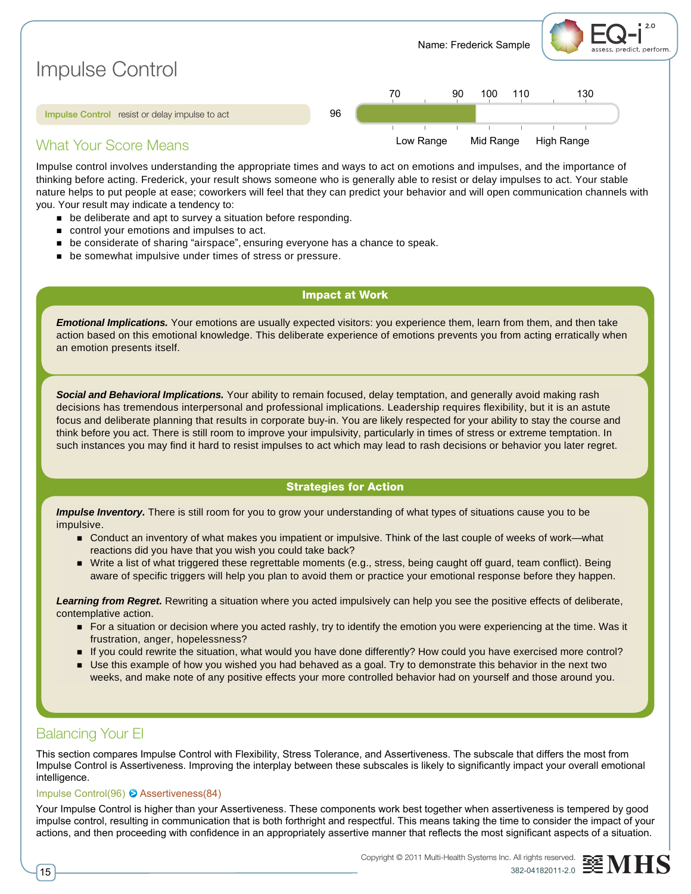Name: Frederick Sample

# Impulse Control

**Impulse Control** resist or delay impulse to act — 96

| 70 | 90 | 100 | 110 | 130 |
|---|---|---|---|---|
| Low Range | | Mid Range | | High Range |

## What Your Score Means

Impulse control involves understanding the appropriate times and ways to act on emotions and impulses, and the importance of thinking before acting. Frederick, your result shows someone who is generally able to resist or delay impulses to act. Your stable nature helps to put people at ease; coworkers will feel that they can predict your behavior and will open communication channels with you. Your result may indicate a tendency to:

- be deliberate and apt to survey a situation before responding.
- control your emotions and impulses to act.
- be considerate of sharing "airspace", ensuring everyone has a chance to speak.
- be somewhat impulsive under times of stress or pressure.

### Impact at Work

***Emotional Implications.*** Your emotions are usually expected visitors: you experience them, learn from them, and then take action based on this emotional knowledge. This deliberate experience of emotions prevents you from acting erratically when an emotion presents itself.

***Social and Behavioral Implications.*** Your ability to remain focused, delay temptation, and generally avoid making rash decisions has tremendous interpersonal and professional implications. Leadership requires flexibility, but it is an astute focus and deliberate planning that results in corporate buy-in. You are likely respected for your ability to stay the course and think before you act. There is still room to improve your impulsivity, particularly in times of stress or extreme temptation. In such instances you may find it hard to resist impulses to act which may lead to rash decisions or behavior you later regret.

### Strategies for Action

***Impulse Inventory.*** There is still room for you to grow your understanding of what types of situations cause you to be impulsive.

- Conduct an inventory of what makes you impatient or impulsive. Think of the last couple of weeks of work—what reactions did you have that you wish you could take back?
- Write a list of what triggered these regrettable moments (e.g., stress, being caught off guard, team conflict). Being aware of specific triggers will help you plan to avoid them or practice your emotional response before they happen.

***Learning from Regret.*** Rewriting a situation where you acted impulsively can help you see the positive effects of deliberate, contemplative action.

- For a situation or decision where you acted rashly, try to identify the emotion you were experiencing at the time. Was it frustration, anger, hopelessness?
- If you could rewrite the situation, what would you have done differently? How could you have exercised more control?
- Use this example of how you wished you had behaved as a goal. Try to demonstrate this behavior in the next two weeks, and make note of any positive effects your more controlled behavior had on yourself and those around you.

## Balancing Your EI

This section compares Impulse Control with Flexibility, Stress Tolerance, and Assertiveness. The subscale that differs the most from Impulse Control is Assertiveness. Improving the interplay between these subscales is likely to significantly impact your overall emotional intelligence.

Impulse Control(96) ➔ Assertiveness(84)

Your Impulse Control is higher than your Assertiveness. These components work best together when assertiveness is tempered by good impulse control, resulting in communication that is both forthright and respectful. This means taking the time to consider the impact of your actions, and then proceeding with confidence in an appropriately assertive manner that reflects the most significant aspects of a situation.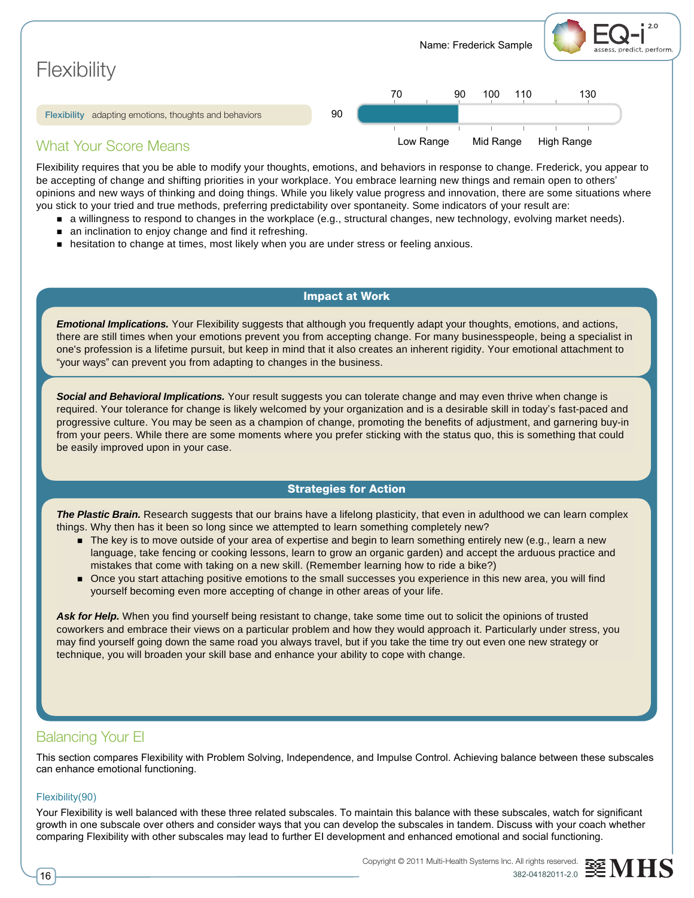Name: Frederick Sample

# Flexibility

**Flexibility** adapting emotions, thoughts and behaviors — 90

| 70 | 90 | 100 | 110 | 130 |
|---|---|---|---|---|
| Low Range | | Mid Range | | High Range |

## What Your Score Means

Flexibility requires that you be able to modify your thoughts, emotions, and behaviors in response to change. Frederick, you appear to be accepting of change and shifting priorities in your workplace. You embrace learning new things and remain open to others' opinions and new ways of thinking and doing things. While you likely value progress and innovation, there are some situations where you stick to your tried and true methods, preferring predictability over spontaneity. Some indicators of your result are:

- a willingness to respond to changes in the workplace (e.g., structural changes, new technology, evolving market needs).
- an inclination to enjoy change and find it refreshing.
- hesitation to change at times, most likely when you are under stress or feeling anxious.

### Impact at Work

***Emotional Implications.*** Your Flexibility suggests that although you frequently adapt your thoughts, emotions, and actions, there are still times when your emotions prevent you from accepting change. For many businesspeople, being a specialist in one's profession is a lifetime pursuit, but keep in mind that it also creates an inherent rigidity. Your emotional attachment to "your ways" can prevent you from adapting to changes in the business.

***Social and Behavioral Implications.*** Your result suggests you can tolerate change and may even thrive when change is required. Your tolerance for change is likely welcomed by your organization and is a desirable skill in today's fast-paced and progressive culture. You may be seen as a champion of change, promoting the benefits of adjustment, and garnering buy-in from your peers. While there are some moments where you prefer sticking with the status quo, this is something that could be easily improved upon in your case.

### Strategies for Action

***The Plastic Brain.*** Research suggests that our brains have a lifelong plasticity, that even in adulthood we can learn complex things. Why then has it been so long since we attempted to learn something completely new?

- The key is to move outside of your area of expertise and begin to learn something entirely new (e.g., learn a new language, take fencing or cooking lessons, learn to grow an organic garden) and accept the arduous practice and mistakes that come with taking on a new skill. (Remember learning how to ride a bike?)
- Once you start attaching positive emotions to the small successes you experience in this new area, you will find yourself becoming even more accepting of change in other areas of your life.

***Ask for Help.*** When you find yourself being resistant to change, take some time out to solicit the opinions of trusted coworkers and embrace their views on a particular problem and how they would approach it. Particularly under stress, you may find yourself going down the same road you always travel, but if you take the time try out even one new strategy or technique, you will broaden your skill base and enhance your ability to cope with change.

## Balancing Your EI

This section compares Flexibility with Problem Solving, Independence, and Impulse Control. Achieving balance between these subscales can enhance emotional functioning.

### Flexibility(90)

Your Flexibility is well balanced with these three related subscales. To maintain this balance with these subscales, watch for significant growth in one subscale over others and consider ways that you can develop the subscales in tandem. Discuss with your coach whether comparing Flexibility with other subscales may lead to further EI development and enhanced emotional and social functioning.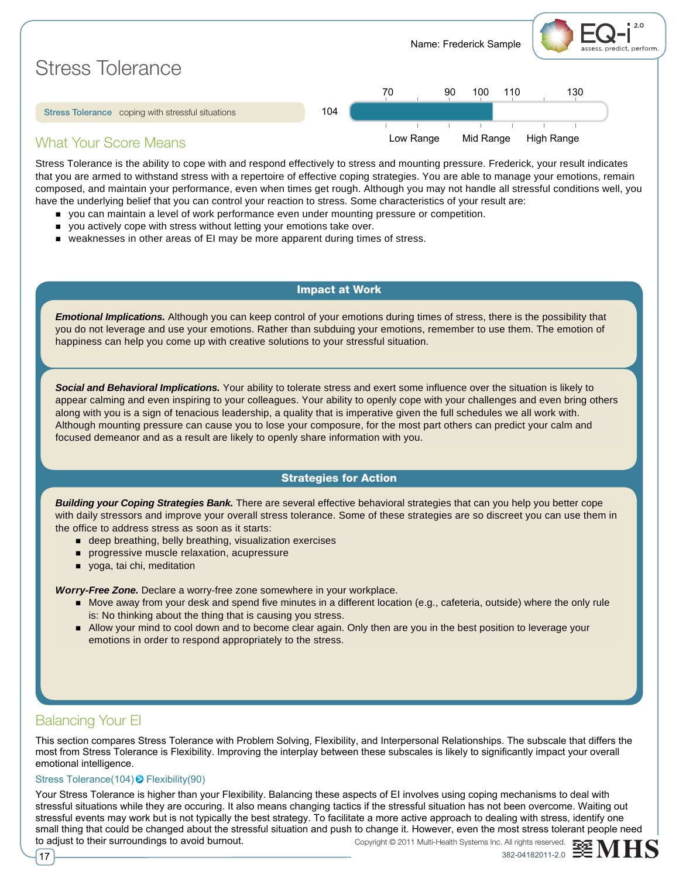Name: Frederick Sample

# Stress Tolerance

| Subscale | Score |
| --- | --- |
| **Stress Tolerance** coping with stressful situations | 104 |

Scale: 70, 90, 100, 110, 130 — Low Range, Mid Range, High Range

## What Your Score Means

Stress Tolerance is the ability to cope with and respond effectively to stress and mounting pressure. Frederick, your result indicates that you are armed to withstand stress with a repertoire of effective coping strategies. You are able to manage your emotions, remain composed, and maintain your performance, even when times get rough. Although you may not handle all stressful conditions well, you have the underlying belief that you can control your reaction to stress. Some characteristics of your result are:

- you can maintain a level of work performance even under mounting pressure or competition.
- you actively cope with stress without letting your emotions take over.
- weaknesses in other areas of EI may be more apparent during times of stress.

### Impact at Work

***Emotional Implications.*** Although you can keep control of your emotions during times of stress, there is the possibility that you do not leverage and use your emotions. Rather than subduing your emotions, remember to use them. The emotion of happiness can help you come up with creative solutions to your stressful situation.

***Social and Behavioral Implications.*** Your ability to tolerate stress and exert some influence over the situation is likely to appear calming and even inspiring to your colleagues. Your ability to openly cope with your challenges and even bring others along with you is a sign of tenacious leadership, a quality that is imperative given the full schedules we all work with. Although mounting pressure can cause you to lose your composure, for the most part others can predict your calm and focused demeanor and as a result are likely to openly share information with you.

### Strategies for Action

***Building your Coping Strategies Bank.*** There are several effective behavioral strategies that can you help you better cope with daily stressors and improve your overall stress tolerance. Some of these strategies are so discreet you can use them in the office to address stress as soon as it starts:

- deep breathing, belly breathing, visualization exercises
- progressive muscle relaxation, acupressure
- yoga, tai chi, meditation

***Worry-Free Zone.*** Declare a worry-free zone somewhere in your workplace.

- Move away from your desk and spend five minutes in a different location (e.g., cafeteria, outside) where the only rule is: No thinking about the thing that is causing you stress.
- Allow your mind to cool down and to become clear again. Only then are you in the best position to leverage your emotions in order to respond appropriately to the stress.

## Balancing Your EI

This section compares Stress Tolerance with Problem Solving, Flexibility, and Interpersonal Relationships. The subscale that differs the most from Stress Tolerance is Flexibility. Improving the interplay between these subscales is likely to significantly impact your overall emotional intelligence.

**Stress Tolerance(104) ➔ Flexibility(90)**

Your Stress Tolerance is higher than your Flexibility. Balancing these aspects of EI involves using coping mechanisms to deal with stressful situations while they are occuring. It also means changing tactics if the stressful situation has not been overcome. Waiting out stressful events may work but is not typically the best strategy. To facilitate a more active approach to dealing with stress, identify one small thing that could be changed about the stressful situation and push to change it. However, even the most stress tolerant people need to adjust to their surroundings to avoid burnout.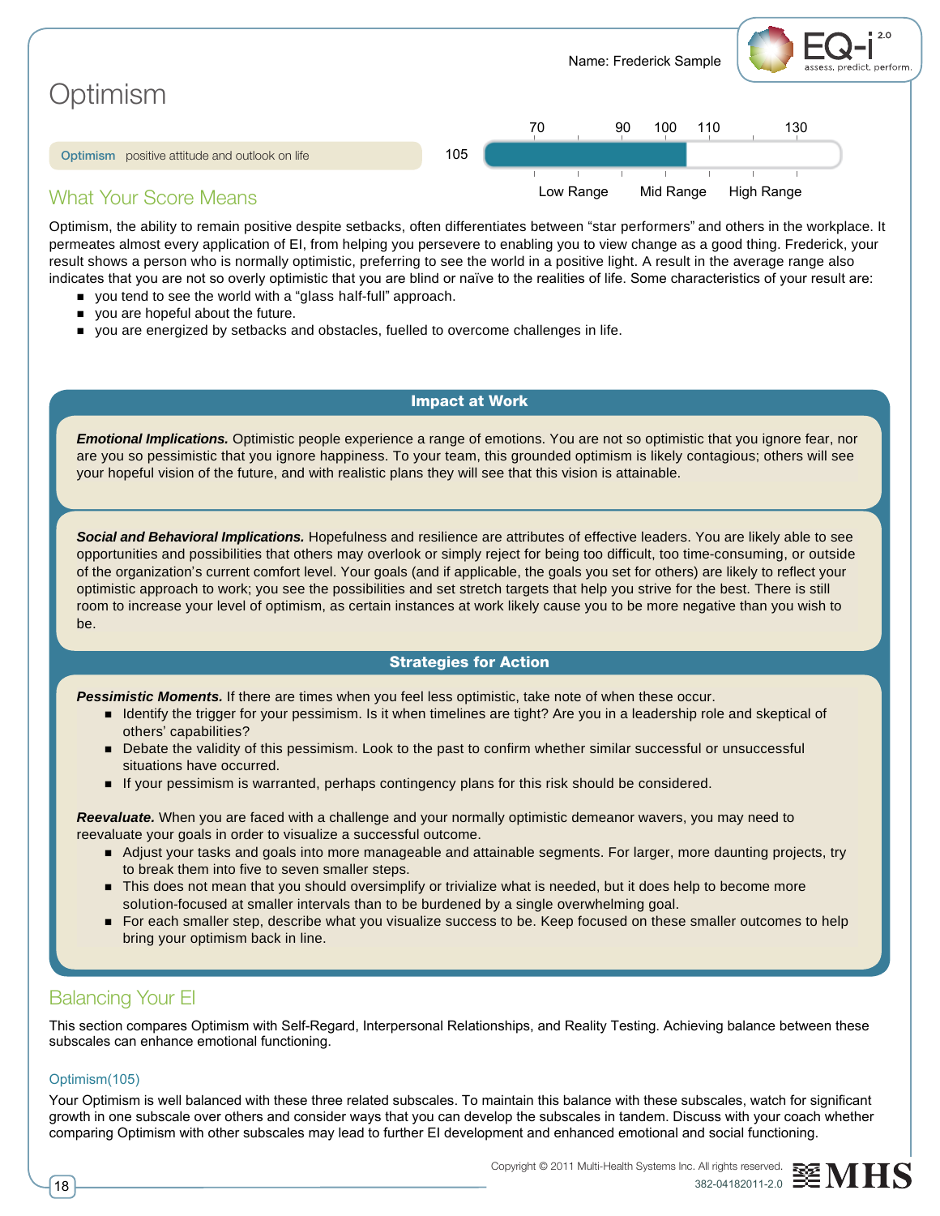Name: Frederick Sample

# Optimism

| Optimism | positive attitude and outlook on life | 105 |
|---|---|---|

Scale: 70 (Low Range) — 90 — 100 (Mid Range) — 110 — 130 (High Range)

## What Your Score Means

Optimism, the ability to remain positive despite setbacks, often differentiates between "star performers" and others in the workplace. It permeates almost every application of EI, from helping you persevere to enabling you to view change as a good thing. Frederick, your result shows a person who is normally optimistic, preferring to see the world in a positive light. A result in the average range also indicates that you are not so overly optimistic that you are blind or naïve to the realities of life. Some characteristics of your result are:

- you tend to see the world with a "glass half-full" approach.
- you are hopeful about the future.
- you are energized by setbacks and obstacles, fuelled to overcome challenges in life.

### Impact at Work

***Emotional Implications.*** Optimistic people experience a range of emotions. You are not so optimistic that you ignore fear, nor are you so pessimistic that you ignore happiness. To your team, this grounded optimism is likely contagious; others will see your hopeful vision of the future, and with realistic plans they will see that this vision is attainable.

***Social and Behavioral Implications.*** Hopefulness and resilience are attributes of effective leaders. You are likely able to see opportunities and possibilities that others may overlook or simply reject for being too difficult, too time-consuming, or outside of the organization's current comfort level. Your goals (and if applicable, the goals you set for others) are likely to reflect your optimistic approach to work; you see the possibilities and set stretch targets that help you strive for the best. There is still room to increase your level of optimism, as certain instances at work likely cause you to be more negative than you wish to be.

### Strategies for Action

***Pessimistic Moments.*** If there are times when you feel less optimistic, take note of when these occur.

- Identify the trigger for your pessimism. Is it when timelines are tight? Are you in a leadership role and skeptical of others' capabilities?
- Debate the validity of this pessimism. Look to the past to confirm whether similar successful or unsuccessful situations have occurred.
- If your pessimism is warranted, perhaps contingency plans for this risk should be considered.

***Reevaluate.*** When you are faced with a challenge and your normally optimistic demeanor wavers, you may need to reevaluate your goals in order to visualize a successful outcome.

- Adjust your tasks and goals into more manageable and attainable segments. For larger, more daunting projects, try to break them into five to seven smaller steps.
- This does not mean that you should oversimplify or trivialize what is needed, but it does help to become more solution-focused at smaller intervals than to be burdened by a single overwhelming goal.
- For each smaller step, describe what you visualize success to be. Keep focused on these smaller outcomes to help bring your optimism back in line.

## Balancing Your EI

This section compares Optimism with Self-Regard, Interpersonal Relationships, and Reality Testing. Achieving balance between these subscales can enhance emotional functioning.

### Optimism(105)

Your Optimism is well balanced with these three related subscales. To maintain this balance with these subscales, watch for significant growth in one subscale over others and consider ways that you can develop the subscales in tandem. Discuss with your coach whether comparing Optimism with other subscales may lead to further EI development and enhanced emotional and social functioning.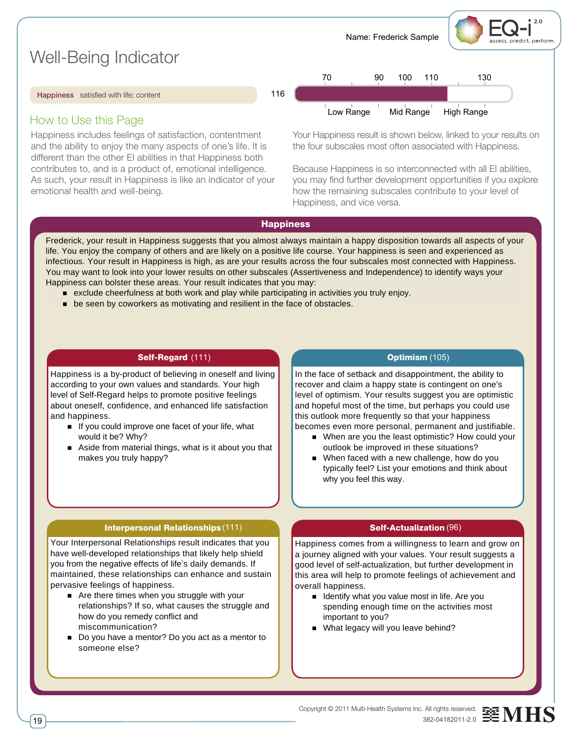Name: Frederick Sample

# Well-Being Indicator

**Happiness** satisfied with life; content

116

| 70 | 90 | 100 | 110 | 130 |
|---|---|---|---|---|

Low Range | Mid Range | High Range

## How to Use this Page

Happiness includes feelings of satisfaction, contentment and the ability to enjoy the many aspects of one's life. It is different than the other EI abilities in that Happiness both contributes to, and is a product of, emotional intelligence. As such, your result in Happiness is like an indicator of your emotional health and well-being.

Your Happiness result is shown below, linked to your results on the four subscales most often associated with Happiness.

Because Happiness is so interconnected with all EI abilities, you may find further development opportunities if you explore how the remaining subscales contribute to your level of Happiness, and vice versa.

### Happiness

Frederick, your result in Happiness suggests that you almost always maintain a happy disposition towards all aspects of your life. You enjoy the company of others and are likely on a positive life course. Your happiness is seen and experienced as infectious. Your result in Happiness is high, as are your results across the four subscales most connected with Happiness. You may want to look into your lower results on other subscales (Assertiveness and Independence) to identify ways your Happiness can bolster these areas. Your result indicates that you may:

- exclude cheerfulness at both work and play while participating in activities you truly enjoy.
- be seen by coworkers as motivating and resilient in the face of obstacles.

### Self-Regard (111)

Happiness is a by-product of believing in oneself and living according to your own values and standards. Your high level of Self-Regard helps to promote positive feelings about oneself, confidence, and enhanced life satisfaction and happiness.

- If you could improve one facet of your life, what would it be? Why?
- Aside from material things, what is it about you that makes you truly happy?

### Optimism (105)

In the face of setback and disappointment, the ability to recover and claim a happy state is contingent on one's level of optimism. Your results suggest you are optimistic and hopeful most of the time, but perhaps you could use this outlook more frequently so that your happiness becomes even more personal, permanent and justifiable.

- When are you the least optimistic? How could your outlook be improved in these situations?
- When faced with a new challenge, how do you typically feel? List your emotions and think about why you feel this way.

### Interpersonal Relationships (111)

Your Interpersonal Relationships result indicates that you have well-developed relationships that likely help shield you from the negative effects of life's daily demands. If maintained, these relationships can enhance and sustain pervasive feelings of happiness.

- Are there times when you struggle with your relationships? If so, what causes the struggle and how do you remedy conflict and miscommunication?
- Do you have a mentor? Do you act as a mentor to someone else?

### Self-Actualization (96)

Happiness comes from a willingness to learn and grow on a journey aligned with your values. Your result suggests a good level of self-actualization, but further development in this area will help to promote feelings of achievement and overall happiness.

- Identify what you value most in life. Are you spending enough time on the activities most important to you?
- What legacy will you leave behind?

Copyright © 2011 Multi-Health Systems Inc. All rights reserved.
382-04182011-2.0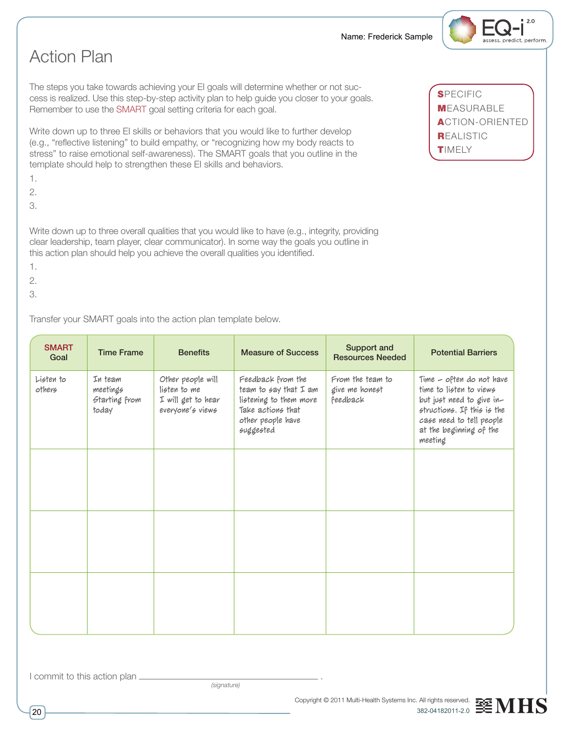Name: Frederick Sample

# Action Plan

The steps you take towards achieving your EI goals will determine whether or not success is realized. Use this step-by-step activity plan to help guide you closer to your goals. Remember to use the SMART goal setting criteria for each goal.

**S**PECIFIC
**M**EASURABLE
**A**CTION-ORIENTED
**R**EALISTIC
**T**IMELY

Write down up to three EI skills or behaviors that you would like to further develop (e.g., "reflective listening" to build empathy, or "recognizing how my body reacts to stress" to raise emotional self-awareness). The SMART goals that you outline in the template should help to strengthen these EI skills and behaviors.

1.
2.
3.

Write down up to three overall qualities that you would like to have (e.g., integrity, providing clear leadership, team player, clear communicator). In some way the goals you outline in this action plan should help you achieve the overall qualities you identified.

1.
2.
3.

Transfer your SMART goals into the action plan template below.

| SMART Goal | Time Frame | Benefits | Measure of Success | Support and Resources Needed | Potential Barriers |
|---|---|---|---|---|---|
| Listen to others | In team meetings Starting from today | Other people will listen to me I will get to hear everyone's views | Feedback from the team to say that I am listening to them more Take actions that other people have suggested | From the team to give me honest feedback | Time – often do not have time to listen to views but just need to give instructions. If this is the case need to tell people at the beginning of the meeting |
| | | | | | |
| | | | | | |
| | | | | | |

I commit to this action plan ______________________________ .
(signature)

Copyright © 2011 Multi-Health Systems Inc. All rights reserved.
382-04182011-2.0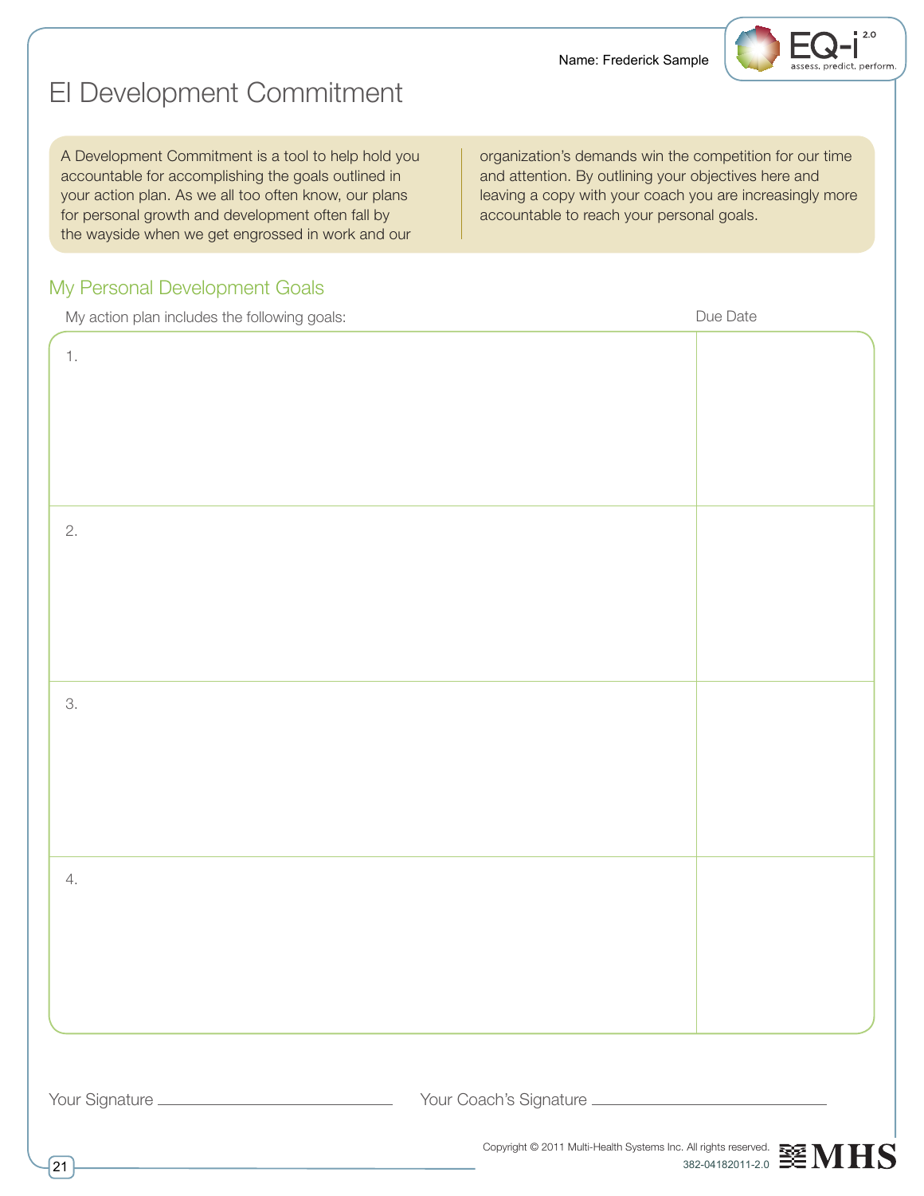Name: Frederick Sample

# EI Development Commitment

A Development Commitment is a tool to help hold you accountable for accomplishing the goals outlined in your action plan. As we all too often know, our plans for personal growth and development often fall by the wayside when we get engrossed in work and our organization's demands win the competition for our time and attention. By outlining your objectives here and leaving a copy with your coach you are increasingly more accountable to reach your personal goals.

## My Personal Development Goals

| My action plan includes the following goals: | Due Date |
|---|---|
| 1. | |
| 2. | |
| 3. | |
| 4. | |

Your Signature ______________________  Your Coach's Signature ______________________

Copyright © 2011 Multi-Health Systems Inc. All rights reserved.
382-04182011-2.0